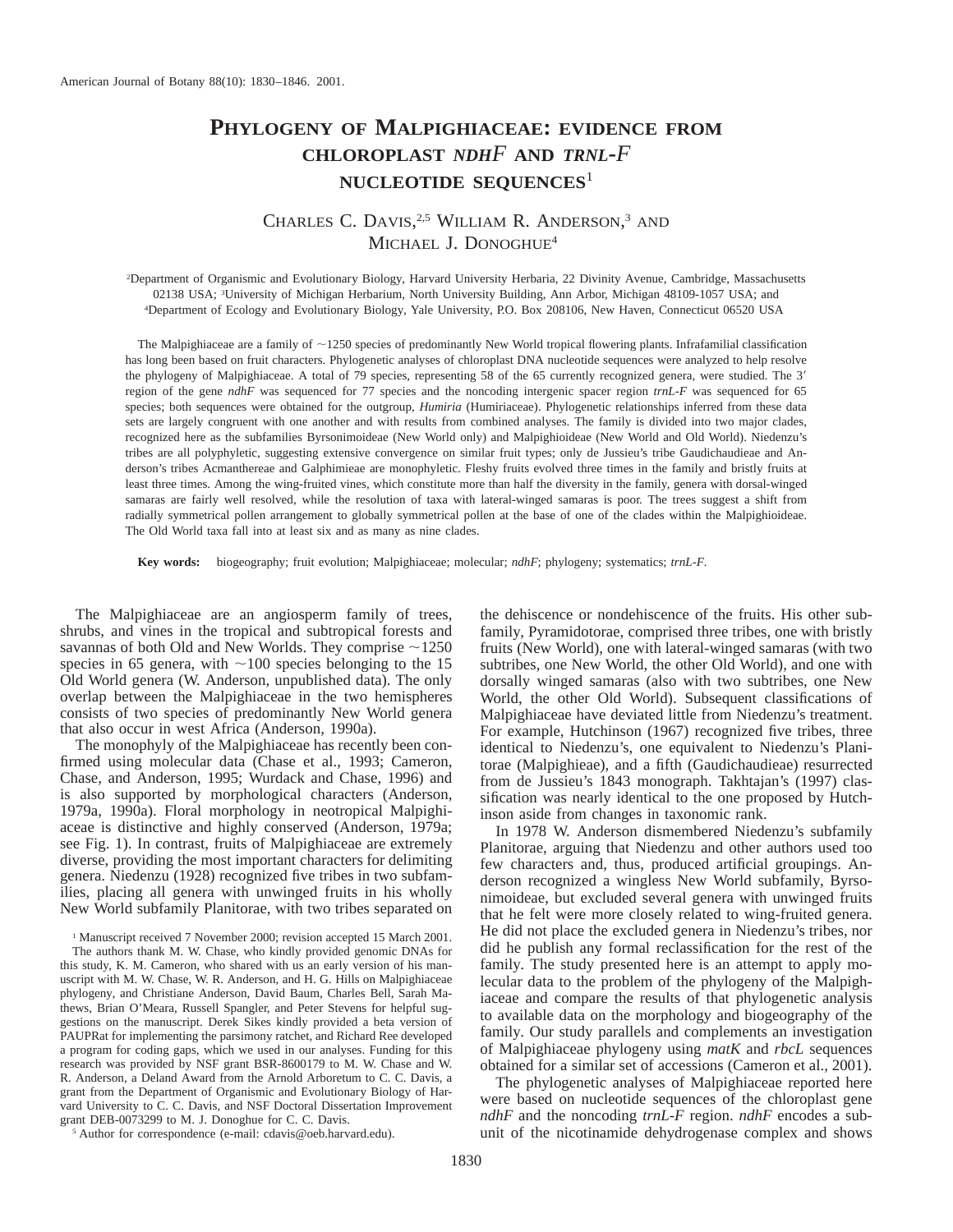# PHYLOGENY OF MALPIGHIACEAE: EVIDENCE FROM CHLOROPLAST *NDHF* AND *TRNL-F* NUCLEOTIDE SEQUENCES[1]

CHARLES C. DAVIS,[2,5] WILLIAM R. ANDERSON,[3] AND MICHAEL J. DONOGHUE[4]

[2]Department of Organismic and Evolutionary Biology, Harvard University Herbaria, 22 Divinity Avenue, Cambridge, Massachusetts 02138 USA; [3]University of Michigan Herbarium, North University Building, Ann Arbor, Michigan 48109-1057 USA; and [4]Department of Ecology and Evolutionary Biology, Yale University, P.O. Box 208106, New Haven, Connecticut 06520 USA

The Malpighiaceae are a family of ~1250 species of predominantly New World tropical flowering plants. Infrafamilial classification has long been based on fruit characters. Phylogenetic analyses of chloroplast DNA nucleotide sequences were analyzed to help resolve the phylogeny of Malpighiaceae. A total of 79 species, representing 58 of the 65 currently recognized genera, were studied. The 3′ region of the gene *ndhF* was sequenced for 77 species and the noncoding intergenic spacer region *trnL-F* was sequenced for 65 species; both sequences were obtained for the outgroup, *Humiria* (Humiriaceae). Phylogenetic relationships inferred from these data sets are largely congruent with one another and with results from combined analyses. The family is divided into two major clades, recognized here as the subfamilies Byrsonimoideae (New World only) and Malpighioideae (New World and Old World). Niedenzu's tribes are all polyphyletic, suggesting extensive convergence on similar fruit types; only de Jussieu's tribe Gaudichaudieae and Anderson's tribes Acmanthereae and Galphimieae are monophyletic. Fleshy fruits evolved three times in the family and bristly fruits at least three times. Among the wing-fruited vines, which constitute more than half the diversity in the family, genera with dorsal-winged samaras are fairly well resolved, while the resolution of taxa with lateral-winged samaras is poor. The trees suggest a shift from radially symmetrical pollen arrangement to globally symmetrical pollen at the base of one of the clades within the Malpighioideae. The Old World taxa fall into at least six and as many as nine clades.

**Key words:** biogeography; fruit evolution; Malpighiaceae; molecular; *ndhF*; phylogeny; systematics; *trnL-F*.

The Malpighiaceae are an angiosperm family of trees, shrubs, and vines in the tropical and subtropical forests and savannas of both Old and New Worlds. They comprise ~1250 species in 65 genera, with ~100 species belonging to the 15 Old World genera (W. Anderson, unpublished data). The only overlap between the Malpighiaceae in the two hemispheres consists of two species of predominantly New World genera that also occur in west Africa (Anderson, 1990a).

The monophyly of the Malpighiaceae has recently been confirmed using molecular data (Chase et al., 1993; Cameron, Chase, and Anderson, 1995; Wurdack and Chase, 1996) and is also supported by morphological characters (Anderson, 1979a, 1990a). Floral morphology in neotropical Malpighiaceae is distinctive and highly conserved (Anderson, 1979a; see Fig. 1). In contrast, fruits of Malpighiaceae are extremely diverse, providing the most important characters for delimiting genera. Niedenzu (1928) recognized five tribes in two subfamilies, placing all genera with unwinged fruits in his wholly New World subfamily Planitorae, with two tribes separated on the dehiscence or nondehiscence of the fruits. His other subfamily, Pyramidotorae, comprised three tribes, one with bristly fruits (New World), one with lateral-winged samaras (with two subtribes, one New World, the other Old World), and one with dorsally winged samaras (also with two subtribes, one New World, the other Old World). Subsequent classifications of Malpighiaceae have deviated little from Niedenzu's treatment. For example, Hutchinson (1967) recognized five tribes, three identical to Niedenzu's, one equivalent to Niedenzu's Planitorae (Malpighieae), and a fifth (Gaudichaudieae) resurrected from de Jussieu's 1843 monograph. Takhtajan's (1997) classification was nearly identical to the one proposed by Hutchinson aside from changes in taxonomic rank.

In 1978 W. Anderson dismembered Niedenzu's subfamily Planitorae, arguing that Niedenzu and other authors used too few characters and, thus, produced artificial groupings. Anderson recognized a wingless New World subfamily, Byrsonimoideae, but excluded several genera with unwinged fruits that he felt were more closely related to wing-fruited genera. He did not place the excluded genera in Niedenzu's tribes, nor did he publish any formal reclassification for the rest of the family. The study presented here is an attempt to apply molecular data to the problem of the phylogeny of the Malpighiaceae and compare the results of that phylogenetic analysis to available data on the morphology and biogeography of the family. Our study parallels and complements an investigation of Malpighiaceae phylogeny using *matK* and *rbcL* sequences obtained for a similar set of accessions (Cameron et al., 2001).

The phylogenetic analyses of Malpighiaceae reported here were based on nucleotide sequences of the chloroplast gene *ndhF* and the noncoding *trnL-F* region. *ndhF* encodes a subunit of the nicotinamide dehydrogenase complex and shows

---

[1] Manuscript received 7 November 2000; revision accepted 15 March 2001.

The authors thank M. W. Chase, who kindly provided genomic DNAs for this study, K. M. Cameron, who shared with us an early version of his manuscript with M. W. Chase, W. R. Anderson, and H. G. Hills on Malpighiaceae phylogeny, and Christiane Anderson, David Baum, Charles Bell, Sarah Mathews, Brian O'Meara, Russell Spangler, and Peter Stevens for helpful suggestions on the manuscript. Derek Sikes kindly provided a beta version of PAUPRat for implementing the parsimony ratchet, and Richard Ree developed a program for coding gaps, which we used in our analyses. Funding for this research was provided by NSF grant BSR-8600179 to M. W. Chase and W. R. Anderson, a Deland Award from the Arnold Arboretum to C. C. Davis, a grant from the Department of Organismic and Evolutionary Biology of Harvard University to C. C. Davis, and NSF Doctoral Dissertation Improvement grant DEB-0073299 to M. J. Donoghue for C. C. Davis.

[5] Author for correspondence (e-mail: cdavis@oeb.harvard.edu).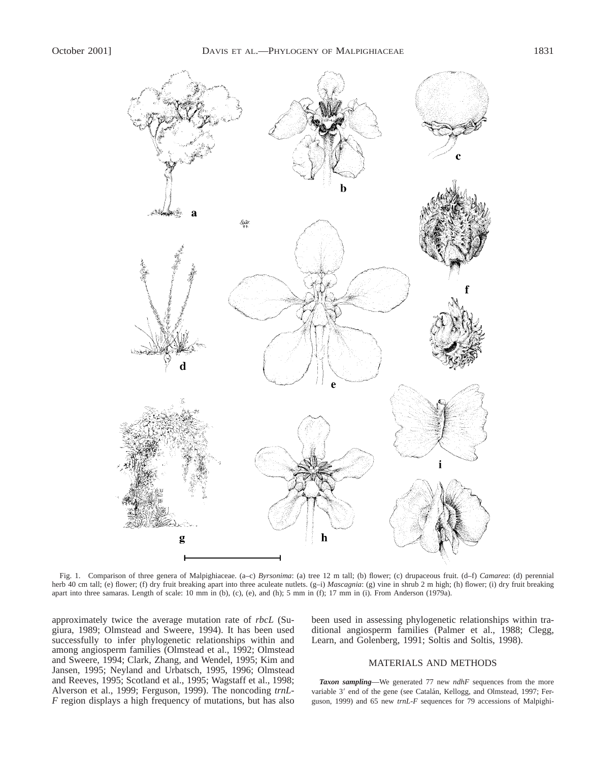Fig. 1. Comparison of three genera of Malpighiaceae. (a–c) *Byrsonima*: (a) tree 12 m tall; (b) flower; (c) drupaceous fruit. (d–f) *Camarea*: (d) perennial herb 40 cm tall; (e) flower; (f) dry fruit breaking apart into three aculeate nutlets. (g–i) *Mascagnia*: (g) vine in shrub 2 m high; (h) flower; (i) dry fruit breaking apart into three samaras. Length of scale: 10 mm in (b), (c), (e), and (h); 5 mm in (f); 17 mm in (i). From Anderson (1979a).

approximately twice the average mutation rate of *rbcL* (Sugiura, 1989; Olmstead and Sweere, 1994). It has been used successfully to infer phylogenetic relationships within and among angiosperm families (Olmstead et al., 1992; Olmstead and Sweere, 1994; Clark, Zhang, and Wendel, 1995; Kim and Jansen, 1995; Neyland and Urbatsch, 1995, 1996; Olmstead and Reeves, 1995; Scotland et al., 1995; Wagstaff et al., 1998; Alverson et al., 1999; Ferguson, 1999). The noncoding *trnL-F* region displays a high frequency of mutations, but has also been used in assessing phylogenetic relationships within traditional angiosperm families (Palmer et al., 1988; Clegg, Learn, and Golenberg, 1991; Soltis and Soltis, 1998).

## MATERIALS AND METHODS

***Taxon sampling***—We generated 77 new *ndhF* sequences from the more variable 3′ end of the gene (see Catalán, Kellogg, and Olmstead, 1997; Ferguson, 1999) and 65 new *trnL-F* sequences for 79 accessions of Malpighi-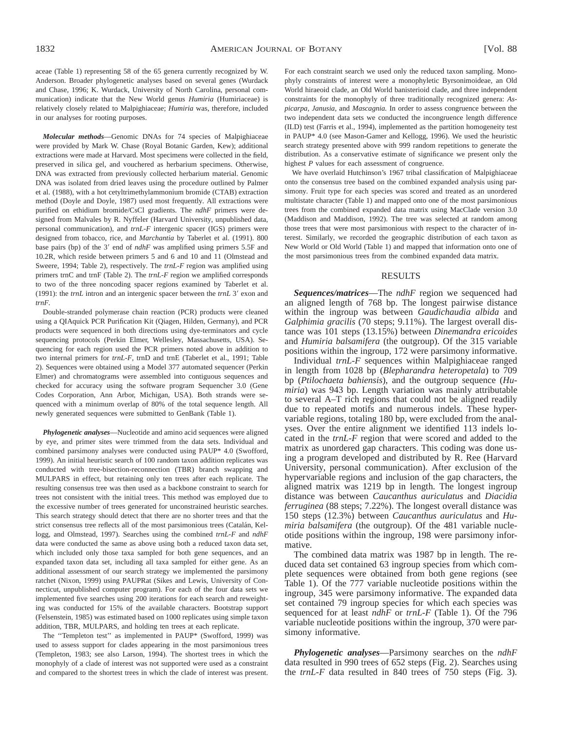aceae (Table 1) representing 58 of the 65 genera currently recognized by W. Anderson. Broader phylogenetic analyses based on several genes (Wurdack and Chase, 1996; K. Wurdack, University of North Carolina, personal communication) indicate that the New World genus *Humiria* (Humiriaceae) is relatively closely related to Malpighiaceae; *Humiria* was, therefore, included in our analyses for rooting purposes.

***Molecular methods***—Genomic DNAs for 74 species of Malpighiaceae were provided by Mark W. Chase (Royal Botanic Garden, Kew); additional extractions were made at Harvard. Most specimens were collected in the field, preserved in silica gel, and vouchered as herbarium specimens. Otherwise, DNA was extracted from previously collected herbarium material. Genomic DNA was isolated from dried leaves using the procedure outlined by Palmer et al. (1988), with a hot cetyltrimethylammonium bromide (CTAB) extraction method (Doyle and Doyle, 1987) used most frequently. All extractions were purified on ethidium bromide/CsCl gradients. The *ndhF* primers were designed from Malvales by R. Nyffeler (Harvard University, unpublished data, personal communication), and *trnL-F* intergenic spacer (IGS) primers were designed from tobacco, rice, and *Marchantia* by Taberlet et al. (1991). 800 base pairs (bp) of the 3′ end of *ndhF* was amplified using primers 5.5F and 10.2R, which reside between primers 5 and 6 and 10 and 11 (Olmstead and Sweere, 1994; Table 2), respectively. The *trnL-F* region was amplified using primers trnC and trnF (Table 2). The *trnL-F* region we amplified corresponds to two of the three noncoding spacer regions examined by Taberlet et al. (1991): the *trnL* intron and an intergenic spacer between the *trnL* 3′ exon and *trnF*.

Double-stranded polymerase chain reaction (PCR) products were cleaned using a QIAquick PCR Purification Kit (Qiagen, Hilden, Germany), and PCR products were sequenced in both directions using dye-terminators and cycle sequencing protocols (Perkin Elmer, Wellesley, Massachusetts, USA). Sequencing for each region used the PCR primers noted above in addition to two internal primers for *trnL-F*, trnD and trnE (Taberlet et al., 1991; Table 2). Sequences were obtained using a Model 377 automated sequencer (Perkin Elmer) and chromatograms were assembled into contiguous sequences and checked for accuracy using the software program Sequencher 3.0 (Gene Codes Corporation, Ann Arbor, Michigan, USA). Both strands were sequenced with a minimum overlap of 80% of the total sequence length. All newly generated sequences were submitted to GenBank (Table 1).

***Phylogenetic analyses***—Nucleotide and amino acid sequences were aligned by eye, and primer sites were trimmed from the data sets. Individual and combined parsimony analyses were conducted using PAUP* 4.0 (Swofford, 1999). An initial heuristic search of 100 random taxon addition replicates was conducted with tree-bisection-reconnection (TBR) branch swapping and MULPARS in effect, but retaining only ten trees after each replicate. The resulting consensus tree was then used as a backbone constraint to search for trees not consistent with the initial trees. This method was employed due to the excessive number of trees generated for unconstrained heuristic searches. This search strategy should detect that there are no shorter trees and that the strict consensus tree reflects all of the most parsimonious trees (Catalán, Kellogg, and Olmstead, 1997). Searches using the combined *trnL-F* and *ndhF* data were conducted the same as above using both a reduced taxon data set, which included only those taxa sampled for both gene sequences, and an expanded taxon data set, including all taxa sampled for either gene. As an additional assessment of our search strategy we implemented the parsimony ratchet (Nixon, 1999) using PAUPRat (Sikes and Lewis, University of Connecticut, unpublished computer program). For each of the four data sets we implemented five searches using 200 iterations for each search and reweighting was conducted for 15% of the available characters. Bootstrap support (Felsenstein, 1985) was estimated based on 1000 replicates using simple taxon addition, TBR, MULPARS, and holding ten trees at each replicate.

The ''Templeton test'' as implemented in PAUP* (Swofford, 1999) was used to assess support for clades appearing in the most parsimonious trees (Templeton, 1983; see also Larson, 1994). The shortest trees in which the monophyly of a clade of interest was not supported were used as a constraint and compared to the shortest trees in which the clade of interest was present. For each constraint search we used only the reduced taxon sampling. Monophyly constraints of interest were a monophyletic Byrsonimoideae, an Old World hiraeoid clade, an Old World banisterioid clade, and three independent constraints for the monophyly of three traditionally recognized genera: *Aspicarpa*, *Janusia*, and *Mascagnia*. In order to assess congruence between the two independent data sets we conducted the incongruence length difference (ILD) test (Farris et al., 1994), implemented as the partition homogeneity test in PAUP* 4.0 (see Mason-Gamer and Kellogg, 1996). We used the heuristic search strategy presented above with 999 random repetitions to generate the distribution. As a conservative estimate of significance we present only the highest *P* values for each assessment of congruence.

We have overlaid Hutchinson's 1967 tribal classification of Malpighiaceae onto the consensus tree based on the combined expanded analysis using parsimony. Fruit type for each species was scored and treated as an unordered multistate character (Table 1) and mapped onto one of the most parsimonious trees from the combined expanded data matrix using MacClade version 3.0 (Maddison and Maddison, 1992). The tree was selected at random among those trees that were most parsimonious with respect to the character of interest. Similarly, we recorded the geographic distribution of each taxon as New World or Old World (Table 1) and mapped that information onto one of the most parsimonious trees from the combined expanded data matrix.

## RESULTS

***Sequences/matrices***—The *ndhF* region we sequenced had an aligned length of 768 bp. The longest pairwise distance within the ingroup was between *Gaudichaudia albida* and *Galphimia gracilis* (70 steps; 9.11%). The largest overall distance was 101 steps (13.15%) between *Dinemandra ericoides* and *Humiria balsamifera* (the outgroup). Of the 315 variable positions within the ingroup, 172 were parsimony informative.

Individual *trnL-F* sequences within Malpighiaceae ranged in length from 1028 bp (*Blepharandra heteropetala*) to 709 bp (*Ptilochaeta bahiensis*), and the outgroup sequence (*Humiria*) was 943 bp. Length variation was mainly attributable to several A–T rich regions that could not be aligned readily due to repeated motifs and numerous indels. These hypervariable regions, totaling 180 bp, were excluded from the analyses. Over the entire alignment we identified 113 indels located in the *trnL-F* region that were scored and added to the matrix as unordered gap characters. This coding was done using a program developed and distributed by R. Ree (Harvard University, personal communication). After exclusion of the hypervariable regions and inclusion of the gap characters, the aligned matrix was 1219 bp in length. The longest ingroup distance was between *Caucanthus auriculatus* and *Diacidia ferruginea* (88 steps; 7.22%). The longest overall distance was 150 steps (12.3%) between *Caucanthus auriculatus* and *Humiria balsamifera* (the outgroup). Of the 481 variable nucleotide positions within the ingroup, 198 were parsimony informative.

The combined data matrix was 1987 bp in length. The reduced data set contained 63 ingroup species from which complete sequences were obtained from both gene regions (see Table 1). Of the 777 variable nucleotide positions within the ingroup, 345 were parsimony informative. The expanded data set contained 79 ingroup species for which each species was sequenced for at least *ndhF* or *trnL-F* (Table 1). Of the 796 variable nucleotide positions within the ingroup, 370 were parsimony informative.

***Phylogenetic analyses***—Parsimony searches on the *ndhF* data resulted in 990 trees of 652 steps (Fig. 2). Searches using the *trnL-F* data resulted in 840 trees of 750 steps (Fig. 3).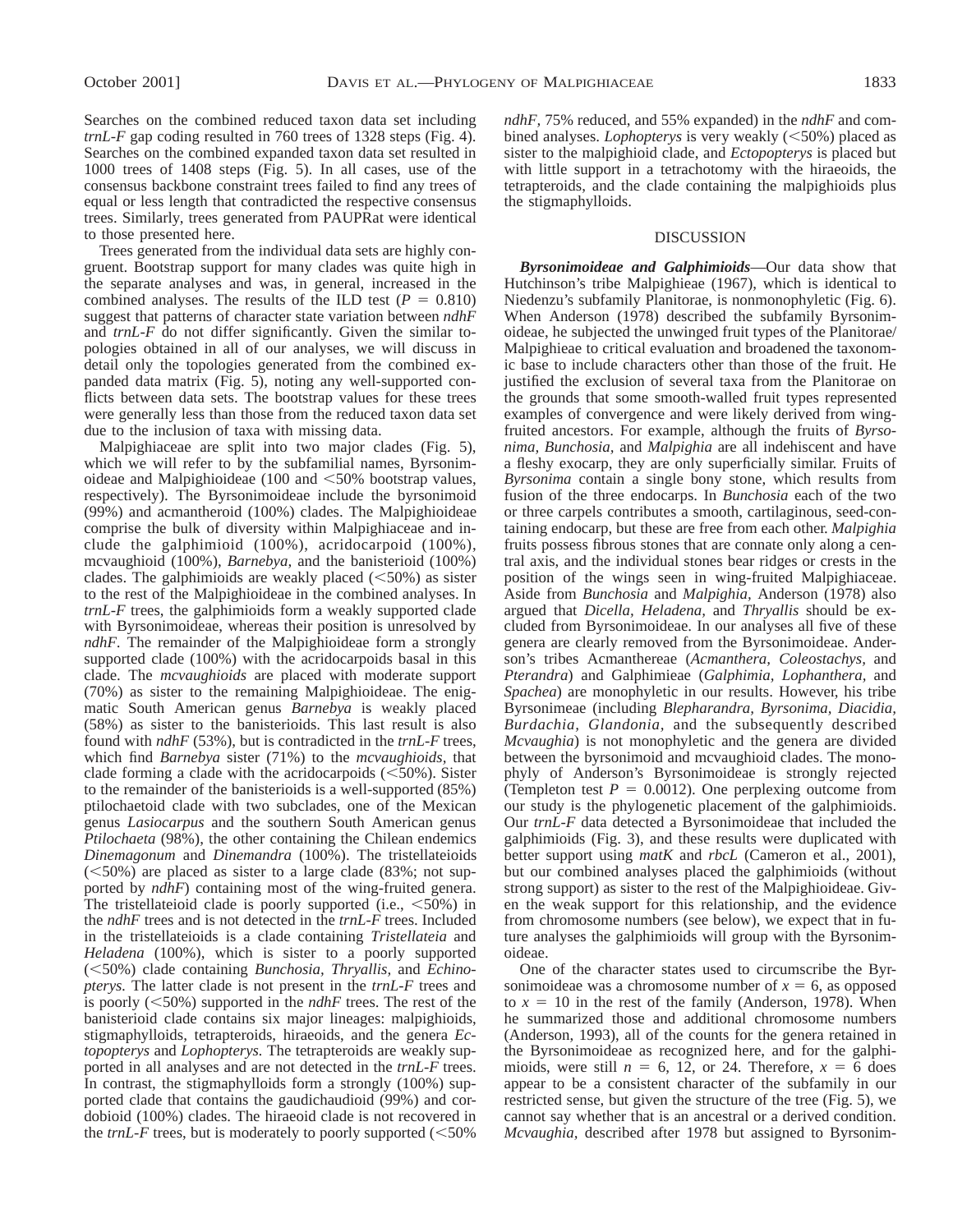Searches on the combined reduced taxon data set including *trnL-F* gap coding resulted in 760 trees of 1328 steps (Fig. 4). Searches on the combined expanded taxon data set resulted in 1000 trees of 1408 steps (Fig. 5). In all cases, use of the consensus backbone constraint trees failed to find any trees of equal or less length that contradicted the respective consensus trees. Similarly, trees generated from PAUPRat were identical to those presented here.

Trees generated from the individual data sets are highly congruent. Bootstrap support for many clades was quite high in the separate analyses and was, in general, increased in the combined analyses. The results of the ILD test ($P = 0.810$) suggest that patterns of character state variation between *ndhF* and *trnL-F* do not differ significantly. Given the similar topologies obtained in all of our analyses, we will discuss in detail only the topologies generated from the combined expanded data matrix (Fig. 5), noting any well-supported conflicts between data sets. The bootstrap values for these trees were generally less than those from the reduced taxon data set due to the inclusion of taxa with missing data.

Malpighiaceae are split into two major clades (Fig. 5), which we will refer to by the subfamilial names, Byrsonimoideae and Malpighioideae (100 and <50% bootstrap values, respectively). The Byrsonimoideae include the byrsonimoid (99%) and acmantheroid (100%) clades. The Malpighioideae comprise the bulk of diversity within Malpighiaceae and include the galphimioid (100%), acridocarpoid (100%), mcvaughioid (100%), *Barnebya*, and the banisterioid (100%) clades. The galphimioids are weakly placed (<50%) as sister to the rest of the Malpighioideae in the combined analyses. In *trnL-F* trees, the galphimioids form a weakly supported clade with Byrsonimoideae, whereas their position is unresolved by *ndhF*. The remainder of the Malpighioideae form a strongly supported clade (100%) with the acridocarpoids basal in this clade. The *mcvaughioids* are placed with moderate support (70%) as sister to the remaining Malpighioideae. The enigmatic South American genus *Barnebya* is weakly placed (58%) as sister to the banisterioids. This last result is also found with *ndhF* (53%), but is contradicted in the *trnL-F* trees, which find *Barnebya* sister (71%) to the *mcvaughioids*, that clade forming a clade with the acridocarpoids (<50%). Sister to the remainder of the banisterioids is a well-supported (85%) ptilochaetoid clade with two subclades, one of the Mexican genus *Lasiocarpus* and the southern South American genus *Ptilochaeta* (98%), the other containing the Chilean endemics *Dinemagonum* and *Dinemandra* (100%). The tristellateioids (<50%) are placed as sister to a large clade (83%; not supported by *ndhF*) containing most of the wing-fruited genera. The tristellateioid clade is poorly supported (i.e., <50%) in the *ndhF* trees and is not detected in the *trnL-F* trees. Included in the tristellateioids is a clade containing *Tristellateia* and *Heladena* (100%), which is sister to a poorly supported (<50%) clade containing *Bunchosia, Thryallis,* and *Echinopterys.* The latter clade is not present in the *trnL-F* trees and is poorly (<50%) supported in the *ndhF* trees. The rest of the banisterioid clade contains six major lineages: malpighioids, stigmaphylloids, tetrapteroids, hiraeoids, and the genera *Ectopopterys* and *Lophopterys.* The tetrapteroids are weakly supported in all analyses and are not detected in the *trnL-F* trees. In contrast, the stigmaphylloids form a strongly (100%) supported clade that contains the gaudichaudioid (99%) and cordobioid (100%) clades. The hiraeoid clade is not recovered in the *trnL-F* trees, but is moderately to poorly supported (<50% *ndhF,* 75% reduced, and 55% expanded) in the *ndhF* and combined analyses. *Lophopterys* is very weakly (<50%) placed as sister to the malpighioid clade, and *Ectopopterys* is placed but with little support in a tetrachotomy with the hiraeoids, the tetrapteroids, and the clade containing the malpighioids plus the stigmaphylloids.

## DISCUSSION

***Byrsonimoideae and Galphimioids***—Our data show that Hutchinson's tribe Malpighieae (1967), which is identical to Niedenzu's subfamily Planitorae, is nonmonophyletic (Fig. 6). When Anderson (1978) described the subfamily Byrsonimoideae, he subjected the unwinged fruit types of the Planitorae/Malpighieae to critical evaluation and broadened the taxonomic base to include characters other than those of the fruit. He justified the exclusion of several taxa from the Planitorae on the grounds that some smooth-walled fruit types represented examples of convergence and were likely derived from wing-fruited ancestors. For example, although the fruits of *Byrsonima, Bunchosia,* and *Malpighia* are all indehiscent and have a fleshy exocarp, they are only superficially similar. Fruits of *Byrsonima* contain a single bony stone, which results from fusion of the three endocarps. In *Bunchosia* each of the two or three carpels contributes a smooth, cartilaginous, seed-containing endocarp, but these are free from each other. *Malpighia* fruits possess fibrous stones that are connate only along a central axis, and the individual stones bear ridges or crests in the position of the wings seen in wing-fruited Malpighiaceae. Aside from *Bunchosia* and *Malpighia,* Anderson (1978) also argued that *Dicella, Heladena,* and *Thryallis* should be excluded from Byrsonimoideae. In our analyses all five of these genera are clearly removed from the Byrsonimoideae. Anderson's tribes Acmanthereae (*Acmanthera, Coleostachys,* and *Pterandra*) and Galphimieae (*Galphimia, Lophanthera,* and *Spachea*) are monophyletic in our results. However, his tribe Byrsonimeae (including *Blepharandra, Byrsonima, Diacidia, Burdachia, Glandonia,* and the subsequently described *Mcvaughia*) is not monophyletic and the genera are divided between the byrsonimoid and mcvaughioid clades. The monophyly of Anderson's Byrsonimoideae is strongly rejected (Templeton test $P = 0.0012$). One perplexing outcome from our study is the phylogenetic placement of the galphimioids. Our *trnL-F* data detected a Byrsonimoideae that included the galphimioids (Fig. 3), and these results were duplicated with better support using *matK* and *rbcL* (Cameron et al., 2001), but our combined analyses placed the galphimioids (without strong support) as sister to the rest of the Malpighioideae. Given the weak support for this relationship, and the evidence from chromosome numbers (see below), we expect that in future analyses the galphimioids will group with the Byrsonimoideae.

One of the character states used to circumscribe the Byrsonimoideae was a chromosome number of $x = 6$, as opposed to $x = 10$ in the rest of the family (Anderson, 1978). When he summarized those and additional chromosome numbers (Anderson, 1993), all of the counts for the genera retained in the Byrsonimoideae as recognized here, and for the galphimioids, were still $n = 6$, 12, or 24. Therefore, $x = 6$ does appear to be a consistent character of the subfamily in our restricted sense, but given the structure of the tree (Fig. 5), we cannot say whether that is an ancestral or a derived condition. *Mcvaughia,* described after 1978 but assigned to Byrsonim-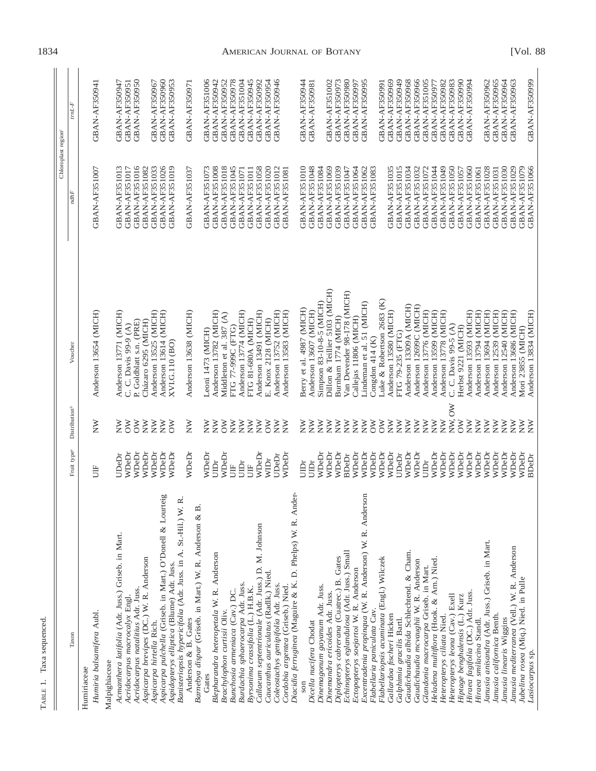TABLE 1. Taxa sequenced.

| Taxon | Fruit type[a] | Distribution[b] | Voucher | Chloroplast region[c] | |
|---|---|---|---|---|---|
| | | | | *ndhF* | *trnL-F* |
| Humiriaceae | | | | | |
| *Humiria balsamifera* Aubl. | UIF | NW | Anderson 13654 (MICH) | GBAN-AF351007 | GBAN-AF350941 |
| Malpighiaceae | | | | | |
| *Acmanthera latifolia* (Adr. Juss.) Griseb. in Mart. | UDeDr | NW | Anderson 13771 (MICH) | GBAN-AF351013 | GBAN-AF350947 |
| *Acridocarpus macrocalyx* Engl. | WDeDr | OW | C. C. Davis 99-9 (A) | GBAN-AF351017 | GBAN-AF350951 |
| *Acridocarpus natalitius* Adr. Juss. | WDeDr | OW | P. Goldblatt s.n. (PRE) | GBAN-AF351016 | GBAN-AF350950 |
| *Aspicarpa brevipes* (DC.) W. R. Anderson | WDeDr | NW | Cházaro 6295 (MICH) | GBAN-AF351082 | |
| *Aspicarpa hirtella* Rich. | WDeDr | NW | Anderson 13525 (MICH) | GBAN-AF351033 | GBAN-AF350967 |
| *Aspicarpa pulchella* (Griseb. in Mart.) O'Donell & Lourteig | WDeDr | NW | Anderson 13614 (MICH) | GBAN-AF351026 | GBAN-AF350960 |
| *Aspidopterys elliptica* (Blume) Adr. Juss. | WDeDr | OW | XVI.G.110 (BO) | GBAN-AF351019 | GBAN-AF350953 |
| *Banisteriopsis hypericifolia* (Adr. Juss. in A. St.-Hil.) W. R. Anderson & B. Gates | WDeDr | NW | Anderson 13638 (MICH) | GBAN-AF351037 | GBAN-AF350971 |
| *Barnebya dispar* (Griseb. in Mart.) W. R. Anderson & B. Gates | WDeDr | NW | Leoni 1473 (MICH) | GBAN-AF351073 | GBAN-AF351006 |
| *Blepharandra heteropetala* W. R. Anderson | UIDr | NW | Anderson 13782 (MICH) | GBAN-AF351008 | GBAN-AF350942 |
| *Brachylophon curtisii* Oliv. | WDeDr | OW | Middleton et al. 387 (A) | GBAN-AF351018 | GBAN-AF350952 |
| *Bunchosia armeniaca* (Cav.) DC. | UIF | NW | FTG 77-999C (FTG) | GBAN-AF351045 | GBAN-AF350978 |
| *Burdachia sphaerocarpa* Adr. Juss. | UIDr | NW | Anderson 13774 (MICH) | GBAN-AF351071 | GBAN-AF351004 |
| *Byrsonima crassifolia* (L.) H.B.K. | UIF | NW | FTG 81-680A (MICH) | GBAN-AF351011 | GBAN-AF350945 |
| *Callaeum septentrionale* (Adr. Juss.) D. M. Johnson | WDeDr | NW | Anderson 13491 (MICH) | GBAN-AF351058 | GBAN-AF350992 |
| *Caucanthus auriculatus* (Radlk.) Nied. | WIDr | OW | E. Knox 2128 (MICH) | GBAN-AF351020 | GBAN-AF350954 |
| *Coleostachys genipifolia* Adr. Juss. | UDeDr | NW | Anderson 13752 (MICH) | GBAN-AF351012 | GBAN-AF350946 |
| *Cordobia argentea* (Griseb.) Nied. | WDeDr | NW | Anderson 13583 (MICH) | GBAN-AF351081 | |
| *Diacidia ferruginea* (Maguire & K. D. Phelps) W. R. Anderson | UIDr | NW | Berry et al. 4987 (MICH) | GBAN-AF351010 | GBAN-AF350944 |
| *Dicella nucifera* Chodat | UIDr | NW | Anderson 13607 (MICH) | GBAN-AF351048 | GBAN-AF350981 |
| *Dinemagonum gayanum* Adr. Juss. | WDeDr | NW | Simpson 83-10-8-5 (MICH) | GBAN-AF351084 | |
| *Dinemandra ericoides* Adr. Juss. | WDeDr | NW | Dillon & Teillier 5103 (MICH) | GBAN-AF351069 | GBAN-AF351002 |
| *Diplopterys cabrerana* (Cuatrec.) B. Gates | WDeDr | NW | Burnham 1774 (MICH) | GBAN-AF351039 | GBAN-AF350973 |
| *Echinopterys eglandulosa* (Adr. Juss.) Small | BDeDr | NW | Van Devender 98-178 (MICH) | GBAN-AF351047 | GBAN-AF350980 |
| *Ectopopterys soejartoi* W. R. Anderson | WDeDr | NW | Callejas 11806 (MICH) | GBAN-AF351064 | GBAN-AF350997 |
| *Excentradenia propinqua* (W. R. Anderson) W. R. Anderson | WDeDr | NW | Lindeman et al. 51 (MICH) | GBAN-AF351062 | GBAN-AF350995 |
| *Flabellaria paniculata* Cav. | WDeDr | OW | Congdon 414 (K) | GBAN-AF351083 | |
| *Flabellariopsis acuminata* (Engl.) Wilczek | WDeDr | OW | Luke & Robertson 2683 (K) | | GBAN-AF350991 |
| *Gallardoa fischeri* Hicken | WDeDr | NW | Anderson 13580 (MICH) | GBAN-AF351035 | GBAN-AF350969 |
| *Galphimia gracilis* Bartl. | UDeDr | NW | FTG 79-235 (FTG) | GBAN-AF351015 | GBAN-AF350949 |
| *Gaudichaudia albida* Schlechtend. & Cham. | WDeDr | NW | Anderson 13309A (MICH) | GBAN-AF351034 | GBAN-AF350968 |
| *Gaudichaudia mcvaughii* W. R. Anderson | WDeDr | NW | Anderson 12699C (MICH) | GBAN-AF351032 | GBAN-AF350966 |
| *Glandonia macrocarpa* Griseb. in Mart. | UIDr | NW | Anderson 13776 (MICH) | GBAN-AF351072 | GBAN-AF351005 |
| *Heladena multiflora* (Hook. & Arn.) Nied. | WDeDr | NW | Anderson 13599 (MICH) | GBAN-AF351044 | GBAN-AF350977 |
| *Heteropterys ciliata* Nied. | WDeDr | NW | Anderson 13778 (MICH) | GBAN-AF351049 | GBAN-AF350982 |
| *Heteropterys leona* (Cav.) Exell | WDeDr | NW, OW | C. C. Davis 99-5 (A) | GBAN-AF351050 | GBAN-AF350983 |
| *Hiptage benghalensis* (L.) Kurz | WDeDr | OW | Herbst 9221 (MICH) | GBAN-AF351057 | GBAN-AF350990 |
| *Hiraea fagifolia* (DC.) Adr. Juss. | WDeDr | NW | Anderson 13593 (MICH) | GBAN-AF351060 | GBAN-AF350994 |
| *Hiraea smilacina* Standl. | WDeDr | NW | Anderson 13794 (MICH) | GBAN-AF351061 | |
| *Janusia anisandra* (Adr. Juss.) Griseb. in Mart. | WDeDr | NW | Anderson 13694 (MICH) | GBAN-AF351028 | GBAN-AF350962 |
| *Janusia californica* Benth. | WDeDr | NW | Anderson 12539 (MICH) | GBAN-AF351031 | GBAN-AF350965 |
| *Janusia linearis* Wiggins | WDeDr | NW | Anderson 12540 (MICH) | GBAN-AF351030 | GBAN-AF350964 |
| *Janusia mediterranea* (Vell.) W. R. Anderson | WDeDr | NW | Anderson 13686 (MICH) | GBAN-AF351029 | GBAN-AF350963 |
| *Jubelina rosea* (Miq.) Nied. in Pulle | WDeDr | NW | Mori 23855 (MICH) | GBAN-AF351079 | |
| *Lasiocarpus* sp. | BDeDr | NW | Anderson 13834 (MICH) | GBAN-AF351066 | GBAN-AF350999 |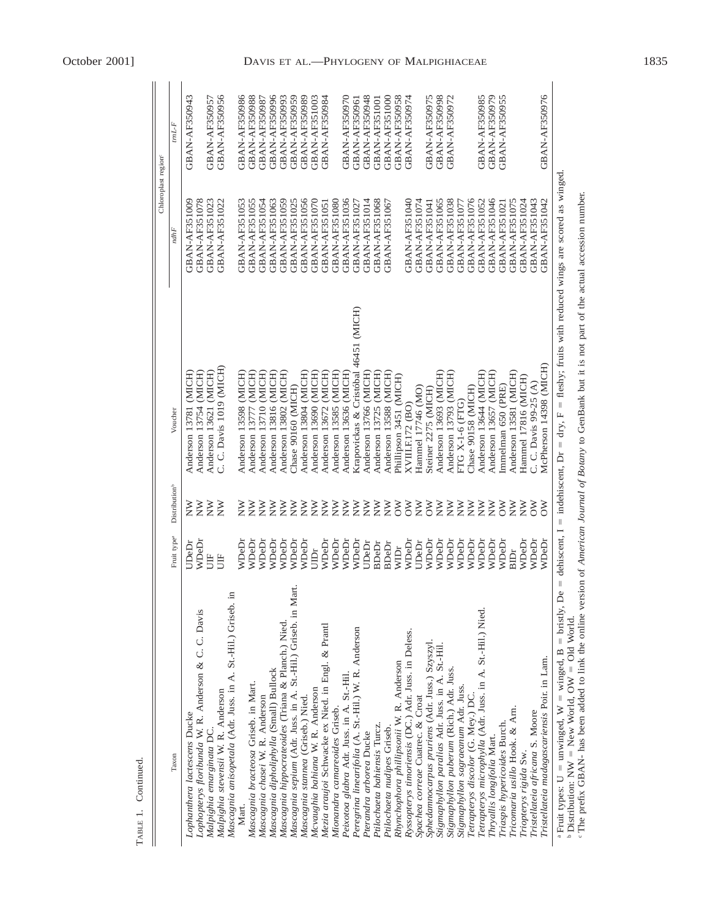TABLE 1. Continued.

| Taxon | Fruit type[a] | Distribution[b] | Voucher | Chloroplast region[c] | |
|---|---|---|---|---|---|
| | | | | *ndhF* | *trnL-F* |
| *Lophanthera lactescens* Ducke | UDeDr | NW | Anderson 13781 (MICH) | GBAN-AF351009 | GBAN-AF350943 |
| *Lophopterys floribunda* W. R. Anderson & C. C. Davis | WDeDr | NW | Anderson 13754 (MICH) | GBAN-AF351078 | |
| *Malpighia emarginata* DC. | UIF | NW | Anderson 13621 (MICH) | GBAN-AF351023 | GBAN-AF350957 |
| *Malpighia stevensii* W. R. Anderson | UIF | NW | C. C. Davis 1019 (MICH) | GBAN-AF351022 | GBAN-AF350956 |
| *Mascagnia anisopetala* (Adr. Juss. in A. St.-Hil.) Griseb. in Mart. | WDeDr | NW | Anderson 13598 (MICH) | GBAN-AF351053 | GBAN-AF350986 |
| *Mascagnia bracteosa* Griseb. in Mart. | WDeDr | NW | Anderson 13777 (MICH) | GBAN-AF351055 | GBAN-AF350988 |
| *Mascagnia chasei* W. R. Anderson | WDeDr | NW | Anderson 13710 (MICH) | GBAN-AF351054 | GBAN-AF350987 |
| *Mascagnia dipholiphylla* (Small) Bullock | WDeDr | NW | Anderson 13816 (MICH) | GBAN-AF351063 | GBAN-AF350996 |
| *Mascagnia hippocrateoides* (Triana & Planch.) Nied. | WDeDr | NW | Anderson 13802 (MICH) | GBAN-AF351059 | GBAN-AF350993 |
| *Mascagnia sepium* (Adr. Juss. in A. St.-Hil.) Griseb. in Mart. | WDeDr | NW | Chase 90160 (MICH) | GBAN-AF351025 | GBAN-AF350959 |
| *Mascagnia stannea* (Griseb.) Nied. | WDeDr | NW | Anderson 13804 (MICH) | GBAN-AF351056 | GBAN-AF350989 |
| *Mcvaughia bahiana* W. R. Anderson | UIDr | NW | Anderson 13690 (MICH) | GBAN-AF351070 | GBAN-AF351003 |
| *Mezia araujoi* Schwacke ex Nied. in Engl. & Prantl | WDeDr | NW | Anderson 13672 (MICH) | GBAN-AF351051 | GBAN-AF350984 |
| *Mionandra camareoides* Griseb. | WDeDr | NW | Anderson 13585 (MICH) | GBAN-AF351080 | |
| *Peixotoa glabra* Adr. Juss. in A. St.-Hil. | WDeDr | NW | Anderson 13636 (MICH) | GBAN-AF351036 | GBAN-AF350970 |
| *Peregrina linearifolia* (A. St.-Hil.) W. R. Anderson | WDeDr | NW | Krapovickas & Cristóbal 46451 (MICH) | GBAN-AF351027 | GBAN-AF350961 |
| *Pterandra arborea* Ducke | UDeDr | NW | Anderson 13766 (MICH) | GBAN-AF351014 | GBAN-AF350948 |
| *Ptilochaeta bahiensis* Turcz. | BDeDr | NW | Anderson 13725 (MICH) | GBAN-AF351068 | GBAN-AF351001 |
| *Ptilochaeta nudipes* Griseb. | BDeDr | NW | Anderson 13588 (MICH) | GBAN-AF351067 | GBAN-AF351000 |
| *Rhynchophora phillipsonii* W. R. Anderson | WIDr | OW | Phillipson 3451 (MICH) | | GBAN-AF350958 |
| *Ryssopterys timoriensis* (DC.) Adr. Juss. in Deless. | WDeDr | OW | XVIII.F.172 (BO) | GBAN-AF351040 | GBAN-AF350974 |
| *Spachea correae* Cuatrec. & Croat | UDeDr | NW | Hammel 17746 (MO) | GBAN-AF351074 | |
| *Sphedamnocarpus pruriens* (Adr. Juss.) Szyszyl. | WDeDr | OW | Steiner 2275 (MICH) | GBAN-AF351041 | GBAN-AF350975 |
| *Stigmaphyllon paralias* Adr. Juss. in A. St.-Hil. | WDeDr | NW | Anderson 13693 (MICH) | GBAN-AF351065 | GBAN-AF350998 |
| *Stigmaphyllon puberum* (Rich.) Adr. Juss. | WDeDr | NW | Anderson 13793 (MICH) | GBAN-AF351038 | GBAN-AF350972 |
| *Stigmaphyllon sagraeanum* Adr. Juss. | WDeDr | NW | FTG X-1-6 (FTG) | GBAN-AF351077 | |
| *Tetrapterys discolor* (G. Mey.) DC. | WDeDr | NW | Chase 90158 (MICH) | GBAN-AF351076 | |
| *Tetrapterys microphylla* (Adr. Juss. in A. St.-Hil.) Nied. | WDeDr | NW | Anderson 13644 (MICH) | GBAN-AF351052 | GBAN-AF350985 |
| *Thryallis longifolia* Mart. | WDeDr | NW | Anderson 13657 (MICH) | GBAN-AF351046 | GBAN-AF350979 |
| *Triaspis hypericoides* Burch. | WDeDr | OW | Immelman 650 (PRE) | GBAN-AF351021 | GBAN-AF350955 |
| *Tricomaria usillo* Hook. & Arn. | BIDr | NW | Anderson 13581 (MICH) | GBAN-AF351075 | |
| *Triopterys rigida* Sw. | WDeDr | NW | Hammel 17816 (MICH) | GBAN-AF351024 | |
| *Tristellateia africana* S. Moore | WDeDr | OW | C. C. Davis 99-25 (A) | GBAN-AF351043 | |
| *Tristellateia madagascariensis* Poir. in Lam. | WDeDr | OW | McPherson 14398 (MICH) | GBAN-AF351042 | GBAN-AF350976 |

[a] Fruit types: U = unwinged, W = winged, B = bristly, De = dehiscent, I = indehiscent, Dr = dry, F = fleshy; fruits with reduced wings are scored as winged.
[b] Distribution: NW = New World, OW = Old World.
[c] The prefix GBAN- has been added to link the online version of *American Journal of Botany* to GenBank but it is not part of the actual accession number.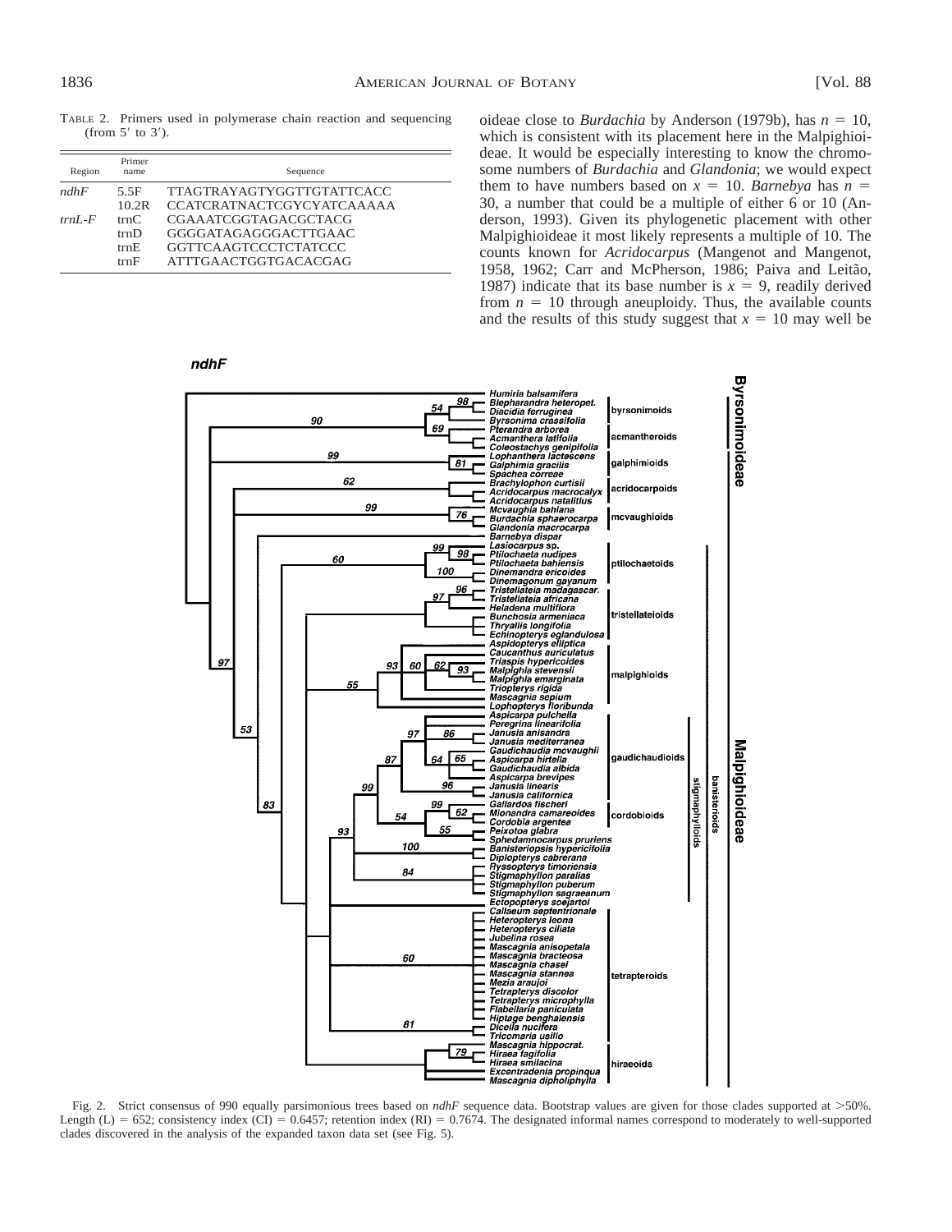TABLE 2. Primers used in polymerase chain reaction and sequencing (from 5′ to 3′).

| Region | Primer name | Sequence |
|---|---|---|
| *ndhF* | 5.5F | TTAGTRAYAGTYGGTTGTATTCACC |
| | 10.2R | CCATCRATNACTCGYCYATCAAAAA |
| *trnL-F* | trnC | CGAAATCGGTAGACGCTACG |
| | trnD | GGGGATAGAGGGACTTGAAC |
| | trnE | GGTTCAAGTCCCTCTATCCC |
| | trnF | ATTTGAACTGGTGACACGAG |

oideae close to *Burdachia* by Anderson (1979b), has $n = 10$, which is consistent with its placement here in the Malpighioideae. It would be especially interesting to know the chromosome numbers of *Burdachia* and *Glandonia*; we would expect them to have numbers based on $x = 10$. *Barnebya* has $n = 30$, a number that could be a multiple of either 6 or 10 (Anderson, 1993). Given its phylogenetic placement with other Malpighioideae it most likely represents a multiple of 10. The counts known for *Acridocarpus* (Mangenot and Mangenot, 1958, 1962; Carr and McPherson, 1986; Paiva and Leitão, 1987) indicate that its base number is $x = 9$, readily derived from $n = 10$ through aneuploidy. Thus, the available counts and the results of this study suggest that $x = 10$ may well be

Fig. 2. Strict consensus of 990 equally parsimonious trees based on *ndhF* sequence data. Bootstrap values are given for those clades supported at >50%. Length (L) = 652; consistency index (CI) = 0.6457; retention index (RI) = 0.7674. The designated informal names correspond to moderately to well-supported clades discovered in the analysis of the expanded taxon data set (see Fig. 5).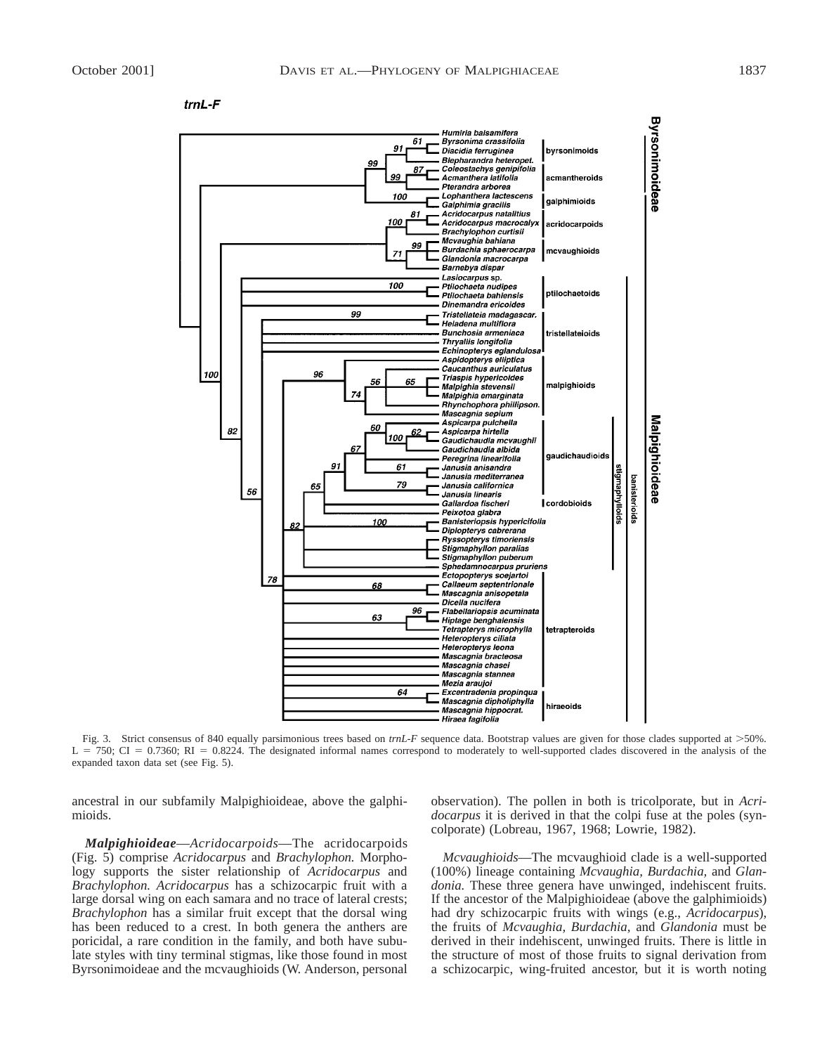Fig. 3. Strict consensus of 840 equally parsimonious trees based on *trnL-F* sequence data. Bootstrap values are given for those clades supported at >50%. L = 750; CI = 0.7360; RI = 0.8224. The designated informal names correspond to moderately to well-supported clades discovered in the analysis of the expanded taxon data set (see Fig. 5).

ancestral in our subfamily Malpighioideae, above the galphimioids.

***Malpighioideae***—*Acridocarpoids*—The acridocarpoids (Fig. 5) comprise *Acridocarpus* and *Brachylophon.* Morphology supports the sister relationship of *Acridocarpus* and *Brachylophon. Acridocarpus* has a schizocarpic fruit with a large dorsal wing on each samara and no trace of lateral crests; *Brachylophon* has a similar fruit except that the dorsal wing has been reduced to a crest. In both genera the anthers are poricidal, a rare condition in the family, and both have subulate styles with tiny terminal stigmas, like those found in most Byrsonimoideae and the mcvaughioids (W. Anderson, personal observation). The pollen in both is tricolporate, but in *Acridocarpus* it is derived in that the colpi fuse at the poles (syncolporate) (Lobreau, 1967, 1968; Lowrie, 1982).

*Mcvaughioids*—The mcvaughioid clade is a well-supported (100%) lineage containing *Mcvaughia, Burdachia,* and *Glandonia.* These three genera have unwinged, indehiscent fruits. If the ancestor of the Malpighioideae (above the galphimioids) had dry schizocarpic fruits with wings (e.g., *Acridocarpus*), the fruits of *Mcvaughia, Burdachia,* and *Glandonia* must be derived in their indehiscent, unwinged fruits. There is little in the structure of most of those fruits to signal derivation from a schizocarpic, wing-fruited ancestor, but it is worth noting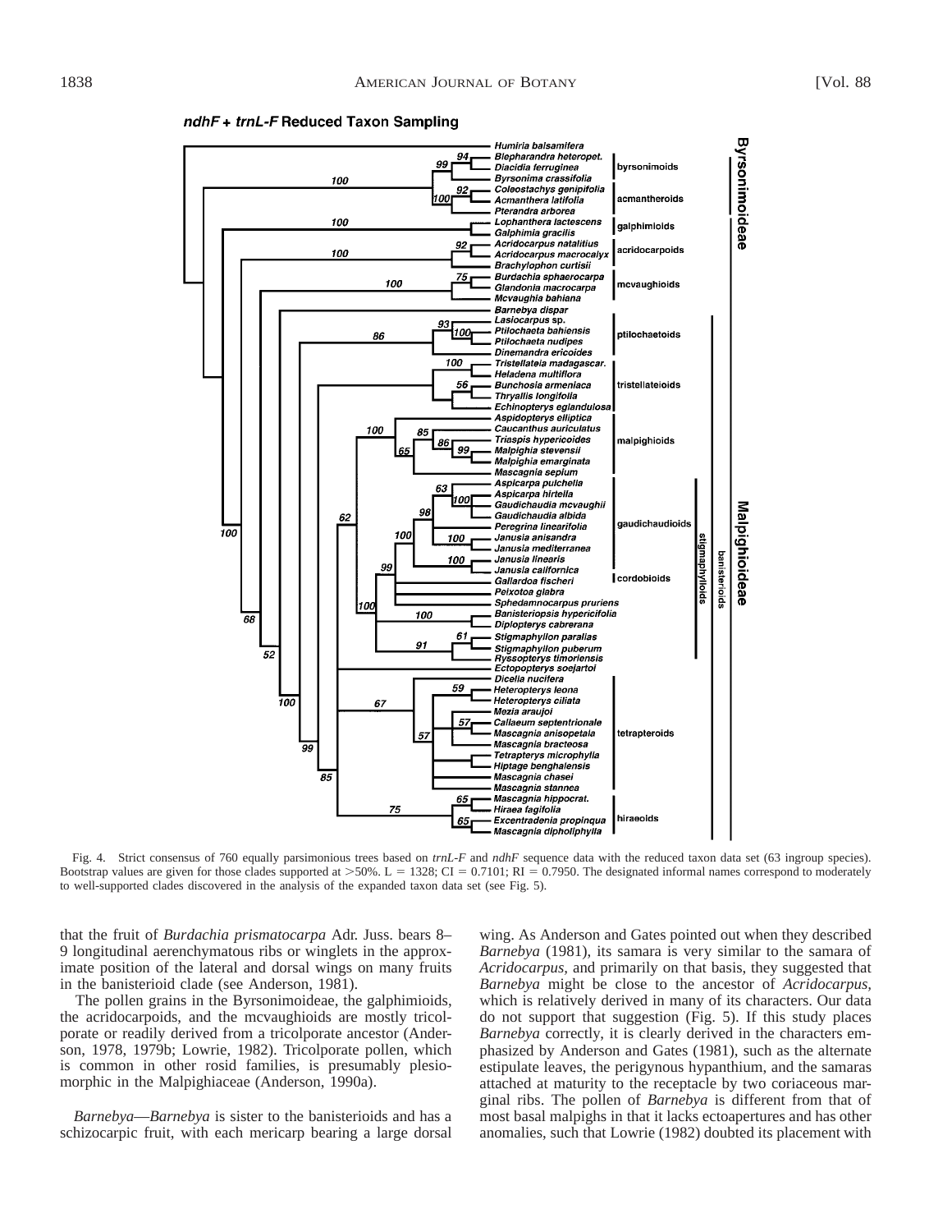**ndhF + trnL-F Reduced Taxon Sampling**

Fig. 4. Strict consensus of 760 equally parsimonious trees based on *trnL-F* and *ndhF* sequence data with the reduced taxon data set (63 ingroup species). Bootstrap values are given for those clades supported at >50%. L = 1328; CI = 0.7101; RI = 0.7950. The designated informal names correspond to moderately to well-supported clades discovered in the analysis of the expanded taxon data set (see Fig. 5).

that the fruit of *Burdachia prismatocarpa* Adr. Juss. bears 8–9 longitudinal aerenchymatous ribs or winglets in the approximate position of the lateral and dorsal wings on many fruits in the banisterioid clade (see Anderson, 1981).

The pollen grains in the Byrsonimoideae, the galphimioids, the acridocarpoids, and the mcvaughioids are mostly tricolporate or readily derived from a tricolporate ancestor (Anderson, 1978, 1979b; Lowrie, 1982). Tricolporate pollen, which is common in other rosid families, is presumably plesiomorphic in the Malpighiaceae (Anderson, 1990a).

*Barnebya*—*Barnebya* is sister to the banisterioids and has a schizocarpic fruit, with each mericarp bearing a large dorsal wing. As Anderson and Gates pointed out when they described *Barnebya* (1981), its samara is very similar to the samara of *Acridocarpus,* and primarily on that basis, they suggested that *Barnebya* might be close to the ancestor of *Acridocarpus,* which is relatively derived in many of its characters. Our data do not support that suggestion (Fig. 5). If this study places *Barnebya* correctly, it is clearly derived in the characters emphasized by Anderson and Gates (1981), such as the alternate estipulate leaves, the perigynous hypanthium, and the samaras attached at maturity to the receptacle by two coriaceous marginal ribs. The pollen of *Barnebya* is different from that of most basal malpighs in that it lacks ectoapertures and has other anomalies, such that Lowrie (1982) doubted its placement with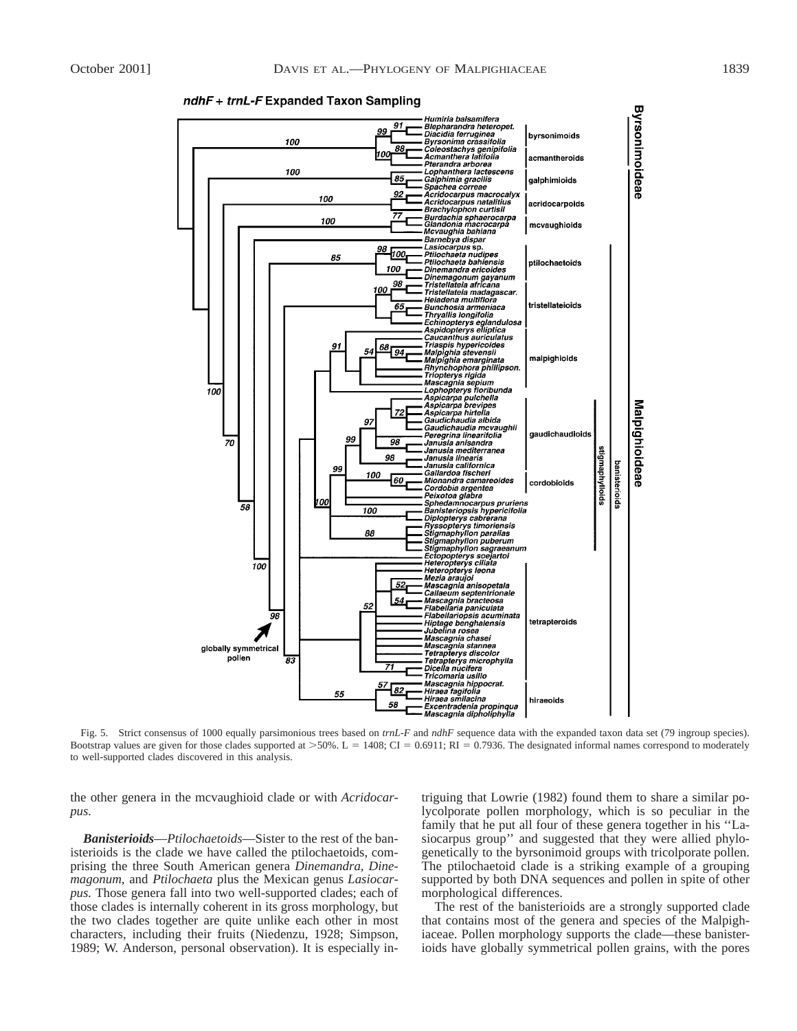Fig. 5. Strict consensus of 1000 equally parsimonious trees based on *trnL-F* and *ndhF* sequence data with the expanded taxon data set (79 ingroup species). Bootstrap values are given for those clades supported at >50%. L = 1408; CI = 0.6911; RI = 0.7936. The designated informal names correspond to moderately to well-supported clades discovered in this analysis.

the other genera in the mcvaughioid clade or with *Acridocarpus.*

***Banisterioids***—*Ptilochaetoids*—Sister to the rest of the banisterioids is the clade we have called the ptilochaetoids, comprising the three South American genera *Dinemandra, Dinemagonum,* and *Ptilochaeta* plus the Mexican genus *Lasiocarpus.* Those genera fall into two well-supported clades; each of those clades is internally coherent in its gross morphology, but the two clades together are quite unlike each other in most characters, including their fruits (Niedenzu, 1928; Simpson, 1989; W. Anderson, personal observation). It is especially intriguing that Lowrie (1982) found them to share a similar polycolporate pollen morphology, which is so peculiar in the family that he put all four of these genera together in his ''Lasiocarpus group'' and suggested that they were allied phylogenetically to the byrsonimoid groups with tricolporate pollen. The ptilochaetoid clade is a striking example of a grouping supported by both DNA sequences and pollen in spite of other morphological differences.

The rest of the banisterioids are a strongly supported clade that contains most of the genera and species of the Malpighiaceae. Pollen morphology supports the clade—these banisterioids have globally symmetrical pollen grains, with the pores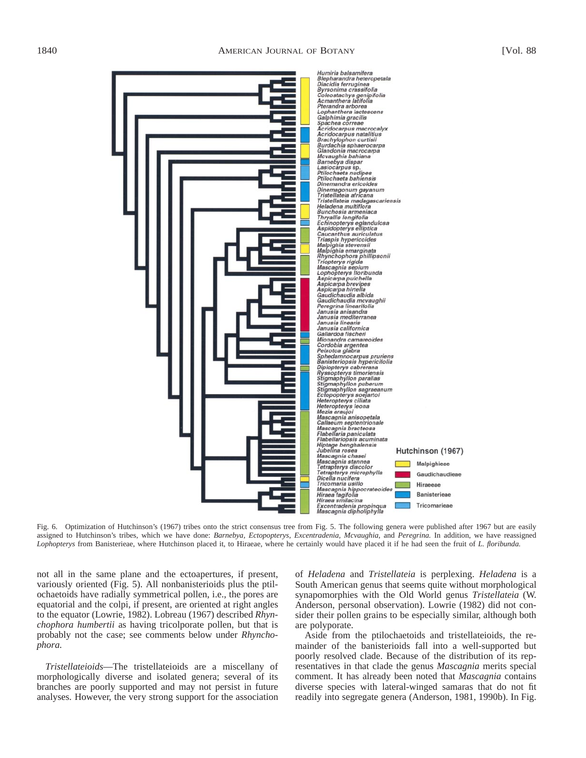Fig. 6. Optimization of Hutchinson's (1967) tribes onto the strict consensus tree from Fig. 5. The following genera were published after 1967 but are easily assigned to Hutchinson's tribes, which we have done: *Barnebya, Ectopopterys, Excentradenia, Mcvaughia,* and *Peregrina.* In addition, we have reassigned *Lophopterys* from Banisterieae, where Hutchinson placed it, to Hiraeae, where he certainly would have placed it if he had seen the fruit of *L. floribunda.*

not all in the same plane and the ectoapertures, if present, variously oriented (Fig. 5). All nonbanisterioids plus the ptilochaetoids have radially symmetrical pollen, i.e., the pores are equatorial and the colpi, if present, are oriented at right angles to the equator (Lowrie, 1982). Lobreau (1967) described *Rhynchophora humbertii* as having tricolporate pollen, but that is probably not the case; see comments below under *Rhynchophora.*

*Tristellateioids*—The tristellateioids are a miscellany of morphologically diverse and isolated genera; several of its branches are poorly supported and may not persist in future analyses. However, the very strong support for the association of *Heladena* and *Tristellateia* is perplexing. *Heladena* is a South American genus that seems quite without morphological synapomorphies with the Old World genus *Tristellateia* (W. Anderson, personal observation). Lowrie (1982) did not consider their pollen grains to be especially similar, although both are polyporate.

Aside from the ptilochaetoids and tristellateioids, the remainder of the banisterioids fall into a well-supported but poorly resolved clade. Because of the distribution of its representatives in that clade the genus *Mascagnia* merits special comment. It has already been noted that *Mascagnia* contains diverse species with lateral-winged samaras that do not fit readily into segregate genera (Anderson, 1981, 1990b). In Fig.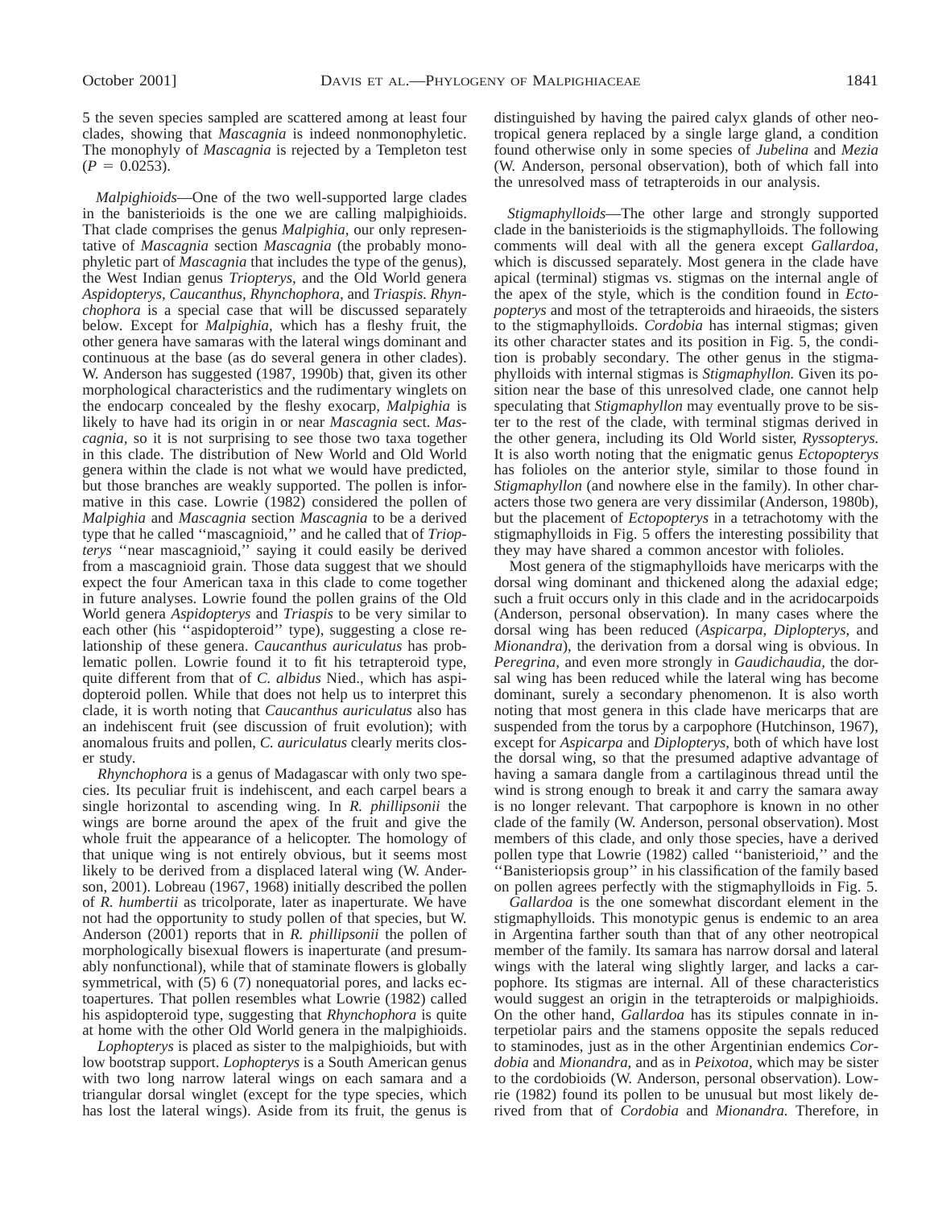5 the seven species sampled are scattered among at least four clades, showing that *Mascagnia* is indeed nonmonophyletic. The monophyly of *Mascagnia* is rejected by a Templeton test ($P = 0.0253$).

*Malpighioids*—One of the two well-supported large clades in the banisterioids is the one we are calling malpighioids. That clade comprises the genus *Malpighia,* our only representative of *Mascagnia* section *Mascagnia* (the probably monophyletic part of *Mascagnia* that includes the type of the genus), the West Indian genus *Triopterys,* and the Old World genera *Aspidopterys, Caucanthus, Rhynchophora,* and *Triaspis. Rhynchophora* is a special case that will be discussed separately below. Except for *Malpighia,* which has a fleshy fruit, the other genera have samaras with the lateral wings dominant and continuous at the base (as do several genera in other clades). W. Anderson has suggested (1987, 1990b) that, given its other morphological characteristics and the rudimentary winglets on the endocarp concealed by the fleshy exocarp, *Malpighia* is likely to have had its origin in or near *Mascagnia* sect. *Mascagnia,* so it is not surprising to see those two taxa together in this clade. The distribution of New World and Old World genera within the clade is not what we would have predicted, but those branches are weakly supported. The pollen is informative in this case. Lowrie (1982) considered the pollen of *Malpighia* and *Mascagnia* section *Mascagnia* to be a derived type that he called ''mascagnioid,'' and he called that of *Triopterys* ''near mascagnioid,'' saying it could easily be derived from a mascagnioid grain. Those data suggest that we should expect the four American taxa in this clade to come together in future analyses. Lowrie found the pollen grains of the Old World genera *Aspidopterys* and *Triaspis* to be very similar to each other (his ''aspidopteroid'' type), suggesting a close relationship of these genera. *Caucanthus auriculatus* has problematic pollen. Lowrie found it to fit his tetrapteroid type, quite different from that of *C. albidus* Nied., which has aspidopteroid pollen. While that does not help us to interpret this clade, it is worth noting that *Caucanthus auriculatus* also has an indehiscent fruit (see discussion of fruit evolution); with anomalous fruits and pollen, *C. auriculatus* clearly merits closer study.

*Rhynchophora* is a genus of Madagascar with only two species. Its peculiar fruit is indehiscent, and each carpel bears a single horizontal to ascending wing. In *R. phillipsonii* the wings are borne around the apex of the fruit and give the whole fruit the appearance of a helicopter. The homology of that unique wing is not entirely obvious, but it seems most likely to be derived from a displaced lateral wing (W. Anderson, 2001). Lobreau (1967, 1968) initially described the pollen of *R. humbertii* as tricolporate, later as inaperturate. We have not had the opportunity to study pollen of that species, but W. Anderson (2001) reports that in *R. phillipsonii* the pollen of morphologically bisexual flowers is inaperturate (and presumably nonfunctional), while that of staminate flowers is globally symmetrical, with (5) 6 (7) nonequatorial pores, and lacks ectoapertures. That pollen resembles what Lowrie (1982) called his aspidopteroid type, suggesting that *Rhynchophora* is quite at home with the other Old World genera in the malpighioids.

*Lophopterys* is placed as sister to the malpighioids, but with low bootstrap support. *Lophopterys* is a South American genus with two long narrow lateral wings on each samara and a triangular dorsal winglet (except for the type species, which has lost the lateral wings). Aside from its fruit, the genus is distinguished by having the paired calyx glands of other neotropical genera replaced by a single large gland, a condition found otherwise only in some species of *Jubelina* and *Mezia* (W. Anderson, personal observation), both of which fall into the unresolved mass of tetrapteroids in our analysis.

*Stigmaphylloids*—The other large and strongly supported clade in the banisterioids is the stigmaphylloids. The following comments will deal with all the genera except *Gallardoa,* which is discussed separately. Most genera in the clade have apical (terminal) stigmas vs. stigmas on the internal angle of the apex of the style, which is the condition found in *Ectopopterys* and most of the tetrapteroids and hiraeoids, the sisters to the stigmaphylloids. *Cordobia* has internal stigmas; given its other character states and its position in Fig. 5, the condition is probably secondary. The other genus in the stigmaphylloids with internal stigmas is *Stigmaphyllon.* Given its position near the base of this unresolved clade, one cannot help speculating that *Stigmaphyllon* may eventually prove to be sister to the rest of the clade, with terminal stigmas derived in the other genera, including its Old World sister, *Ryssopterys.* It is also worth noting that the enigmatic genus *Ectopopterys* has folioles on the anterior style, similar to those found in *Stigmaphyllon* (and nowhere else in the family). In other characters those two genera are very dissimilar (Anderson, 1980b), but the placement of *Ectopopterys* in a tetrachotomy with the stigmaphylloids in Fig. 5 offers the interesting possibility that they may have shared a common ancestor with folioles.

Most genera of the stigmaphylloids have mericarps with the dorsal wing dominant and thickened along the adaxial edge; such a fruit occurs only in this clade and in the acridocarpoids (Anderson, personal observation). In many cases where the dorsal wing has been reduced (*Aspicarpa, Diplopterys,* and *Mionandra*), the derivation from a dorsal wing is obvious. In *Peregrina,* and even more strongly in *Gaudichaudia,* the dorsal wing has been reduced while the lateral wing has become dominant, surely a secondary phenomenon. It is also worth noting that most genera in this clade have mericarps that are suspended from the torus by a carpophore (Hutchinson, 1967), except for *Aspicarpa* and *Diplopterys,* both of which have lost the dorsal wing, so that the presumed adaptive advantage of having a samara dangle from a cartilaginous thread until the wind is strong enough to break it and carry the samara away is no longer relevant. That carpophore is known in no other clade of the family (W. Anderson, personal observation). Most members of this clade, and only those species, have a derived pollen type that Lowrie (1982) called ''banisterioid,'' and the ''Banisteriopsis group'' in his classification of the family based on pollen agrees perfectly with the stigmaphylloids in Fig. 5.

*Gallardoa* is the one somewhat discordant element in the stigmaphylloids. This monotypic genus is endemic to an area in Argentina farther south than that of any other neotropical member of the family. Its samara has narrow dorsal and lateral wings with the lateral wing slightly larger, and lacks a carpophore. Its stigmas are internal. All of these characteristics would suggest an origin in the tetrapteroids or malpighioids. On the other hand, *Gallardoa* has its stipules connate in interpetiolar pairs and the stamens opposite the sepals reduced to staminodes, just as in the other Argentinian endemics *Cordobia* and *Mionandra,* and as in *Peixotoa,* which may be sister to the cordobioids (W. Anderson, personal observation). Lowrie (1982) found its pollen to be unusual but most likely derived from that of *Cordobia* and *Mionandra.* Therefore, in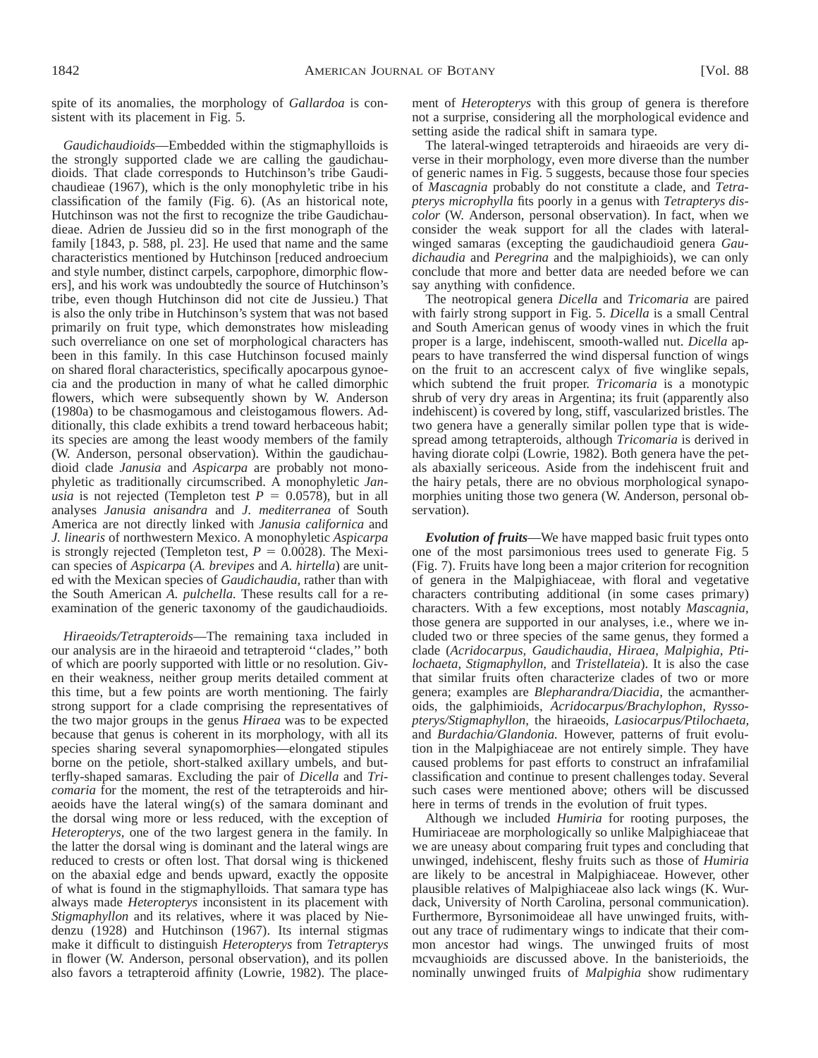spite of its anomalies, the morphology of *Gallardoa* is consistent with its placement in Fig. 5.

*Gaudichaudioids*—Embedded within the stigmaphylloids is the strongly supported clade we are calling the gaudichaudioids. That clade corresponds to Hutchinson's tribe Gaudichaudieae (1967), which is the only monophyletic tribe in his classification of the family (Fig. 6). (As an historical note, Hutchinson was not the first to recognize the tribe Gaudichaudieae. Adrien de Jussieu did so in the first monograph of the family [1843, p. 588, pl. 23]. He used that name and the same characteristics mentioned by Hutchinson [reduced androecium and style number, distinct carpels, carpophore, dimorphic flowers], and his work was undoubtedly the source of Hutchinson's tribe, even though Hutchinson did not cite de Jussieu.) That is also the only tribe in Hutchinson's system that was not based primarily on fruit type, which demonstrates how misleading such overreliance on one set of morphological characters has been in this family. In this case Hutchinson focused mainly on shared floral characteristics, specifically apocarpous gynoecia and the production in many of what he called dimorphic flowers, which were subsequently shown by W. Anderson (1980a) to be chasmogamous and cleistogamous flowers. Additionally, this clade exhibits a trend toward herbaceous habit; its species are among the least woody members of the family (W. Anderson, personal observation). Within the gaudichaudioid clade *Janusia* and *Aspicarpa* are probably not monophyletic as traditionally circumscribed. A monophyletic *Janusia* is not rejected (Templeton test $P = 0.0578$), but in all analyses *Janusia anisandra* and *J. mediterranea* of South America are not directly linked with *Janusia californica* and *J. linearis* of northwestern Mexico. A monophyletic *Aspicarpa* is strongly rejected (Templeton test, $P = 0.0028$). The Mexican species of *Aspicarpa* (*A. brevipes* and *A. hirtella*) are united with the Mexican species of *Gaudichaudia*, rather than with the South American *A. pulchella*. These results call for a reexamination of the generic taxonomy of the gaudichaudioids.

*Hiraeoids/Tetrapteroids*—The remaining taxa included in our analysis are in the hiraeoid and tetrapteroid ''clades,'' both of which are poorly supported with little or no resolution. Given their weakness, neither group merits detailed comment at this time, but a few points are worth mentioning. The fairly strong support for a clade comprising the representatives of the two major groups in the genus *Hiraea* was to be expected because that genus is coherent in its morphology, with all its species sharing several synapomorphies—elongated stipules borne on the petiole, short-stalked axillary umbels, and butterfly-shaped samaras. Excluding the pair of *Dicella* and *Tricomaria* for the moment, the rest of the tetrapteroids and hiraeoids have the lateral wing(s) of the samara dominant and the dorsal wing more or less reduced, with the exception of *Heteropterys*, one of the two largest genera in the family. In the latter the dorsal wing is dominant and the lateral wings are reduced to crests or often lost. That dorsal wing is thickened on the abaxial edge and bends upward, exactly the opposite of what is found in the stigmaphylloids. That samara type has always made *Heteropterys* inconsistent in its placement with *Stigmaphyllon* and its relatives, where it was placed by Niedenzu (1928) and Hutchinson (1967). Its internal stigmas make it difficult to distinguish *Heteropterys* from *Tetrapterys* in flower (W. Anderson, personal observation), and its pollen also favors a tetrapteroid affinity (Lowrie, 1982). The placement of *Heteropterys* with this group of genera is therefore not a surprise, considering all the morphological evidence and setting aside the radical shift in samara type.

The lateral-winged tetrapteroids and hiraeoids are very diverse in their morphology, even more diverse than the number of generic names in Fig. 5 suggests, because those four species of *Mascagnia* probably do not constitute a clade, and *Tetrapterys microphylla* fits poorly in a genus with *Tetrapterys discolor* (W. Anderson, personal observation). In fact, when we consider the weak support for all the clades with lateral-winged samaras (excepting the gaudichaudioid genera *Gaudichaudia* and *Peregrina* and the malpighioids), we can only conclude that more and better data are needed before we can say anything with confidence.

The neotropical genera *Dicella* and *Tricomaria* are paired with fairly strong support in Fig. 5. *Dicella* is a small Central and South American genus of woody vines in which the fruit proper is a large, indehiscent, smooth-walled nut. *Dicella* appears to have transferred the wind dispersal function of wings on the fruit to an accrescent calyx of five winglike sepals, which subtend the fruit proper. *Tricomaria* is a monotypic shrub of very dry areas in Argentina; its fruit (apparently also indehiscent) is covered by long, stiff, vascularized bristles. The two genera have a generally similar pollen type that is widespread among tetrapteroids, although *Tricomaria* is derived in having diorate colpi (Lowrie, 1982). Both genera have the petals abaxially sericeous. Aside from the indehiscent fruit and the hairy petals, there are no obvious morphological synapomorphies uniting those two genera (W. Anderson, personal observation).

***Evolution of fruits***—We have mapped basic fruit types onto one of the most parsimonious trees used to generate Fig. 5 (Fig. 7). Fruits have long been a major criterion for recognition of genera in the Malpighiaceae, with floral and vegetative characters contributing additional (in some cases primary) characters. With a few exceptions, most notably *Mascagnia*, those genera are supported in our analyses, i.e., where we included two or three species of the same genus, they formed a clade (*Acridocarpus*, *Gaudichaudia*, *Hiraea*, *Malpighia*, *Ptilochaeta*, *Stigmaphyllon*, and *Tristellateia*). It is also the case that similar fruits often characterize clades of two or more genera; examples are *Blepharandra/Diacidia*, the acmantheroids, the galphimioids, *Acridocarpus/Brachylophon*, *Ryssopterys/Stigmaphyllon*, the hiraeoids, *Lasiocarpus/Ptilochaeta*, and *Burdachia/Glandonia*. However, patterns of fruit evolution in the Malpighiaceae are not entirely simple. They have caused problems for past efforts to construct an infrafamilial classification and continue to present challenges today. Several such cases were mentioned above; others will be discussed here in terms of trends in the evolution of fruit types.

Although we included *Humiria* for rooting purposes, the Humiriaceae are morphologically so unlike Malpighiaceae that we are uneasy about comparing fruit types and concluding that unwinged, indehiscent, fleshy fruits such as those of *Humiria* are likely to be ancestral in Malpighiaceae. However, other plausible relatives of Malpighiaceae also lack wings (K. Wurdack, University of North Carolina, personal communication). Furthermore, Byrsonimoideae all have unwinged fruits, without any trace of rudimentary wings to indicate that their common ancestor had wings. The unwinged fruits of most mcvaughioids are discussed above. In the banisterioids, the nominally unwinged fruits of *Malpighia* show rudimentary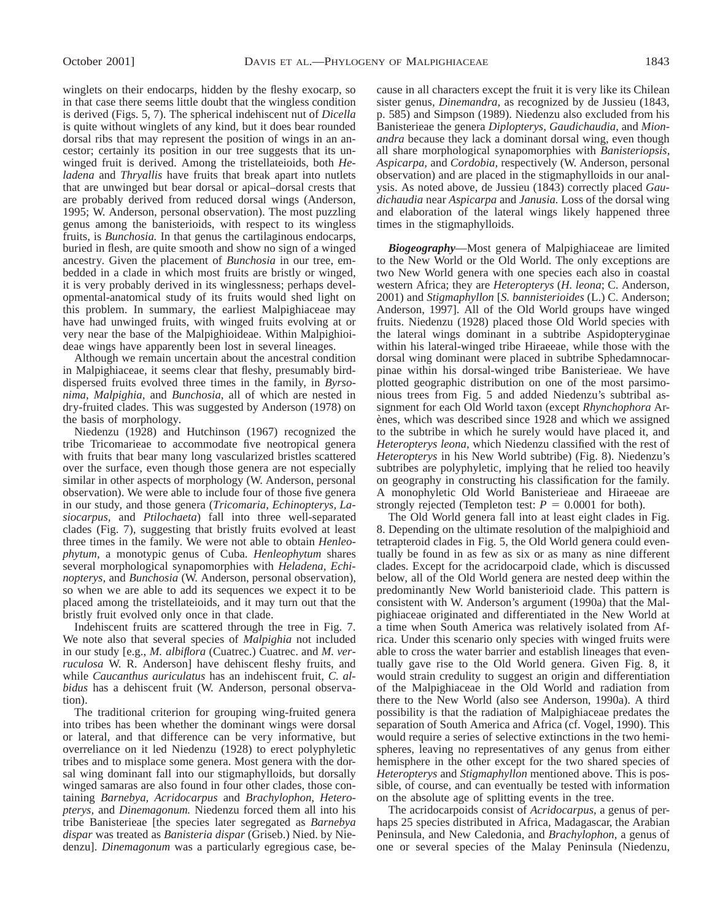winglets on their endocarps, hidden by the fleshy exocarp, so in that case there seems little doubt that the wingless condition is derived (Figs. 5, 7). The spherical indehiscent nut of *Dicella* is quite without winglets of any kind, but it does bear rounded dorsal ribs that may represent the position of wings in an ancestor; certainly its position in our tree suggests that its unwinged fruit is derived. Among the tristellateioids, both *Heladena* and *Thryallis* have fruits that break apart into nutlets that are unwinged but bear dorsal or apical–dorsal crests that are probably derived from reduced dorsal wings (Anderson, 1995; W. Anderson, personal observation). The most puzzling genus among the banisterioids, with respect to its wingless fruits, is *Bunchosia.* In that genus the cartilaginous endocarps, buried in flesh, are quite smooth and show no sign of a winged ancestry. Given the placement of *Bunchosia* in our tree, embedded in a clade in which most fruits are bristly or winged, it is very probably derived in its winglessness; perhaps developmental-anatomical study of its fruits would shed light on this problem. In summary, the earliest Malpighiaceae may have had unwinged fruits, with winged fruits evolving at or very near the base of the Malpighioideae. Within Malpighioideae wings have apparently been lost in several lineages.

Although we remain uncertain about the ancestral condition in Malpighiaceae, it seems clear that fleshy, presumably bird-dispersed fruits evolved three times in the family, in *Byrsonima, Malpighia,* and *Bunchosia,* all of which are nested in dry-fruited clades. This was suggested by Anderson (1978) on the basis of morphology.

Niedenzu (1928) and Hutchinson (1967) recognized the tribe Tricomarieae to accommodate five neotropical genera with fruits that bear many long vascularized bristles scattered over the surface, even though those genera are not especially similar in other aspects of morphology (W. Anderson, personal observation). We were able to include four of those five genera in our study, and those genera (*Tricomaria, Echinopterys, Lasiocarpus,* and *Ptilochaeta*) fall into three well-separated clades (Fig. 7), suggesting that bristly fruits evolved at least three times in the family. We were not able to obtain *Henleophytum,* a monotypic genus of Cuba. *Henleophytum* shares several morphological synapomorphies with *Heladena, Echinopterys,* and *Bunchosia* (W. Anderson, personal observation), so when we are able to add its sequences we expect it to be placed among the tristellateioids, and it may turn out that the bristly fruit evolved only once in that clade.

Indehiscent fruits are scattered through the tree in Fig. 7. We note also that several species of *Malpighia* not included in our study [e.g., *M. albiflora* (Cuatrec.) Cuatrec. and *M. verruculosa* W. R. Anderson] have dehiscent fleshy fruits, and while *Caucanthus auriculatus* has an indehiscent fruit, *C. albidus* has a dehiscent fruit (W. Anderson, personal observation).

The traditional criterion for grouping wing-fruited genera into tribes has been whether the dominant wings were dorsal or lateral, and that difference can be very informative, but overreliance on it led Niedenzu (1928) to erect polyphyletic tribes and to misplace some genera. Most genera with the dorsal wing dominant fall into our stigmaphylloids, but dorsally winged samaras are also found in four other clades, those containing *Barnebya, Acridocarpus* and *Brachylophon, Heteropterys,* and *Dinemagonum.* Niedenzu forced them all into his tribe Banisterieae [the species later segregated as *Barnebya dispar* was treated as *Banisteria dispar* (Griseb.) Nied. by Niedenzu]. *Dinemagonum* was a particularly egregious case, because in all characters except the fruit it is very like its Chilean sister genus, *Dinemandra,* as recognized by de Jussieu (1843, p. 585) and Simpson (1989). Niedenzu also excluded from his Banisterieae the genera *Diplopterys, Gaudichaudia,* and *Mionandra* because they lack a dominant dorsal wing, even though all share morphological synapomorphies with *Banisteriopsis, Aspicarpa,* and *Cordobia,* respectively (W. Anderson, personal observation) and are placed in the stigmaphylloids in our analysis. As noted above, de Jussieu (1843) correctly placed *Gaudichaudia* near *Aspicarpa* and *Janusia.* Loss of the dorsal wing and elaboration of the lateral wings likely happened three times in the stigmaphylloids.

***Biogeography***—Most genera of Malpighiaceae are limited to the New World or the Old World. The only exceptions are two New World genera with one species each also in coastal western Africa; they are *Heteropterys* (*H. leona*; C. Anderson, 2001) and *Stigmaphyllon* [*S. bannisterioides* (L.) C. Anderson; Anderson, 1997]. All of the Old World groups have winged fruits. Niedenzu (1928) placed those Old World species with the lateral wings dominant in a subtribe Aspidopteryginae within his lateral-winged tribe Hiraeeae, while those with the dorsal wing dominant were placed in subtribe Sphedamnocarpinae within his dorsal-winged tribe Banisterieae. We have plotted geographic distribution on one of the most parsimonious trees from Fig. 5 and added Niedenzu's subtribal assignment for each Old World taxon (except *Rhynchophora* Arènes, which was described since 1928 and which we assigned to the subtribe in which he surely would have placed it, and *Heteropterys leona,* which Niedenzu classified with the rest of *Heteropterys* in his New World subtribe) (Fig. 8). Niedenzu's subtribes are polyphyletic, implying that he relied too heavily on geography in constructing his classification for the family. A monophyletic Old World Banisterieae and Hiraeeae are strongly rejected (Templeton test: $P = 0.0001$ for both).

The Old World genera fall into at least eight clades in Fig. 8. Depending on the ultimate resolution of the malpighioid and tetrapteroid clades in Fig. 5, the Old World genera could eventually be found in as few as six or as many as nine different clades. Except for the acridocarpoid clade, which is discussed below, all of the Old World genera are nested deep within the predominantly New World banisterioid clade. This pattern is consistent with W. Anderson's argument (1990a) that the Malpighiaceae originated and differentiated in the New World at a time when South America was relatively isolated from Africa. Under this scenario only species with winged fruits were able to cross the water barrier and establish lineages that eventually gave rise to the Old World genera. Given Fig. 8, it would strain credulity to suggest an origin and differentiation of the Malpighiaceae in the Old World and radiation from there to the New World (also see Anderson, 1990a). A third possibility is that the radiation of Malpighiaceae predates the separation of South America and Africa (cf. Vogel, 1990). This would require a series of selective extinctions in the two hemispheres, leaving no representatives of any genus from either hemisphere in the other except for the two shared species of *Heteropterys* and *Stigmaphyllon* mentioned above. This is possible, of course, and can eventually be tested with information on the absolute age of splitting events in the tree.

The acridocarpoids consist of *Acridocarpus,* a genus of perhaps 25 species distributed in Africa, Madagascar, the Arabian Peninsula, and New Caledonia, and *Brachylophon,* a genus of one or several species of the Malay Peninsula (Niedenzu,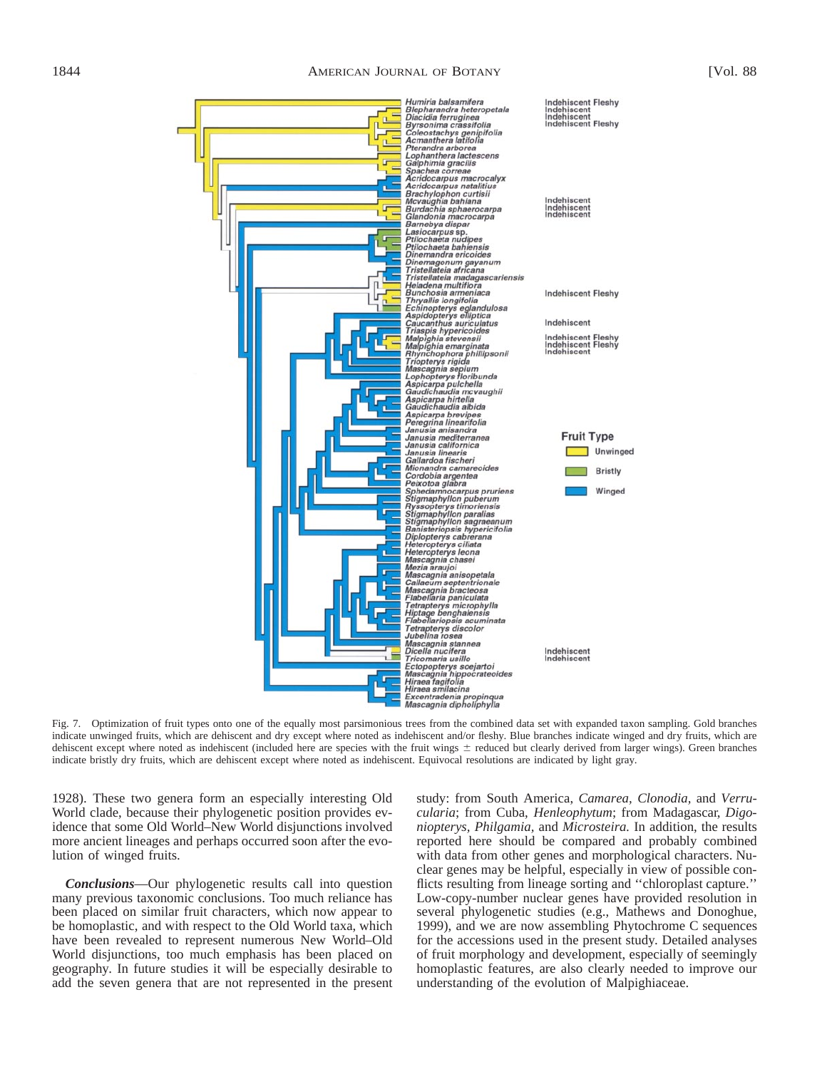Fig. 7. Optimization of fruit types onto one of the equally most parsimonious trees from the combined data set with expanded taxon sampling. Gold branches indicate unwinged fruits, which are dehiscent and dry except where noted as indehiscent and/or fleshy. Blue branches indicate winged and dry fruits, which are dehiscent except where noted as indehiscent (included here are species with the fruit wings ± reduced but clearly derived from larger wings). Green branches indicate bristly dry fruits, which are dehiscent except where noted as indehiscent. Equivocal resolutions are indicated by light gray.

1928). These two genera form an especially interesting Old World clade, because their phylogenetic position provides evidence that some Old World–New World disjunctions involved more ancient lineages and perhaps occurred soon after the evolution of winged fruits.

***Conclusions***—Our phylogenetic results call into question many previous taxonomic conclusions. Too much reliance has been placed on similar fruit characters, which now appear to be homoplastic, and with respect to the Old World taxa, which have been revealed to represent numerous New World–Old World disjunctions, too much emphasis has been placed on geography. In future studies it will be especially desirable to add the seven genera that are not represented in the present study: from South America, *Camarea, Clonodia,* and *Verrucularia*; from Cuba, *Henleophytum*; from Madagascar, *Digoniopterys, Philgamia,* and *Microsteira.* In addition, the results reported here should be compared and probably combined with data from other genes and morphological characters. Nuclear genes may be helpful, especially in view of possible conflicts resulting from lineage sorting and ''chloroplast capture.'' Low-copy-number nuclear genes have provided resolution in several phylogenetic studies (e.g., Mathews and Donoghue, 1999), and we are now assembling Phytochrome C sequences for the accessions used in the present study. Detailed analyses of fruit morphology and development, especially of seemingly homoplastic features, are also clearly needed to improve our understanding of the evolution of Malpighiaceae.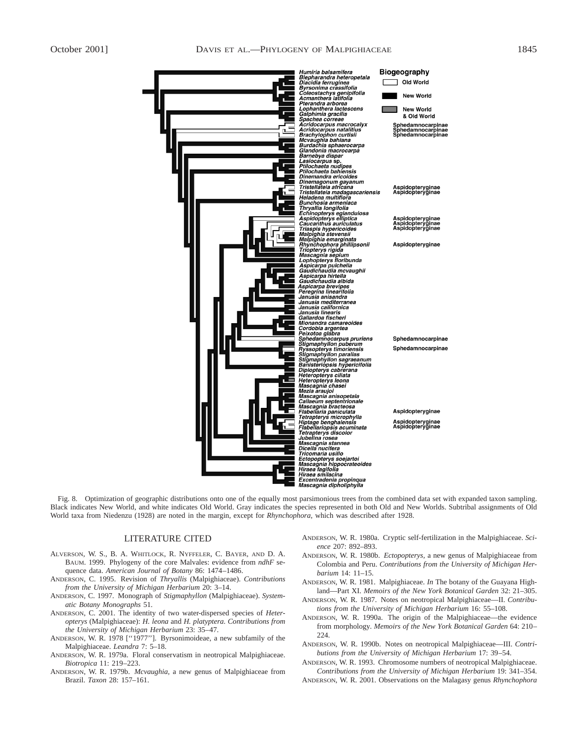Fig. 8. Optimization of geographic distributions onto one of the equally most parsimonious trees from the combined data set with expanded taxon sampling. Black indicates New World, and white indicates Old World. Gray indicates the species represented in both Old and New Worlds. Subtribal assignments of Old World taxa from Niedenzu (1928) are noted in the margin, except for *Rhynchophora*, which was described after 1928.

## LITERATURE CITED

Alverson, W. S., B. A. Whitlock, R. Nyffeler, C. Bayer, and D. A. Baum. 1999. Phylogeny of the core Malvales: evidence from *ndhF* sequence data. *American Journal of Botany* 86: 1474–1486.

Anderson, C. 1995. Revision of *Thryallis* (Malpighiaceae). *Contributions from the University of Michigan Herbarium* 20: 3–14.

Anderson, C. 1997. Monograph of *Stigmaphyllon* (Malpighiaceae). *Systematic Botany Monographs* 51.

Anderson, C. 2001. The identity of two water-dispersed species of *Heteropterys* (Malpighiaceae): *H. leona* and *H. platyptera*. *Contributions from the University of Michigan Herbarium* 23: 35–47.

Anderson, W. R. 1978 [''1977'']. Byrsonimoideae, a new subfamily of the Malpighiaceae. *Leandra* 7: 5–18.

Anderson, W. R. 1979a. Floral conservatism in neotropical Malpighiaceae. *Biotropica* 11: 219–223.

Anderson, W. R. 1979b. *Mcvaughia*, a new genus of Malpighiaceae from Brazil. *Taxon* 28: 157–161.

Anderson, W. R. 1980a. Cryptic self-fertilization in the Malpighiaceae. *Science* 207: 892–893.

Anderson, W. R. 1980b. *Ectopopterys*, a new genus of Malpighiaceae from Colombia and Peru. *Contributions from the University of Michigan Herbarium* 14: 11–15.

Anderson, W. R. 1981. Malpighiaceae. *In* The botany of the Guayana Highland—Part XI. *Memoirs of the New York Botanical Garden* 32: 21–305.

Anderson, W. R. 1987. Notes on neotropical Malpighiaceae—II. *Contributions from the University of Michigan Herbarium* 16: 55–108.

Anderson, W. R. 1990a. The origin of the Malpighiaceae—the evidence from morphology. *Memoirs of the New York Botanical Garden* 64: 210–224.

Anderson, W. R. 1990b. Notes on neotropical Malpighiaceae—III. *Contributions from the University of Michigan Herbarium* 17: 39–54.

Anderson, W. R. 1993. Chromosome numbers of neotropical Malpighiaceae. *Contributions from the University of Michigan Herbarium* 19: 341–354.

Anderson, W. R. 2001. Observations on the Malagasy genus *Rhynchophora*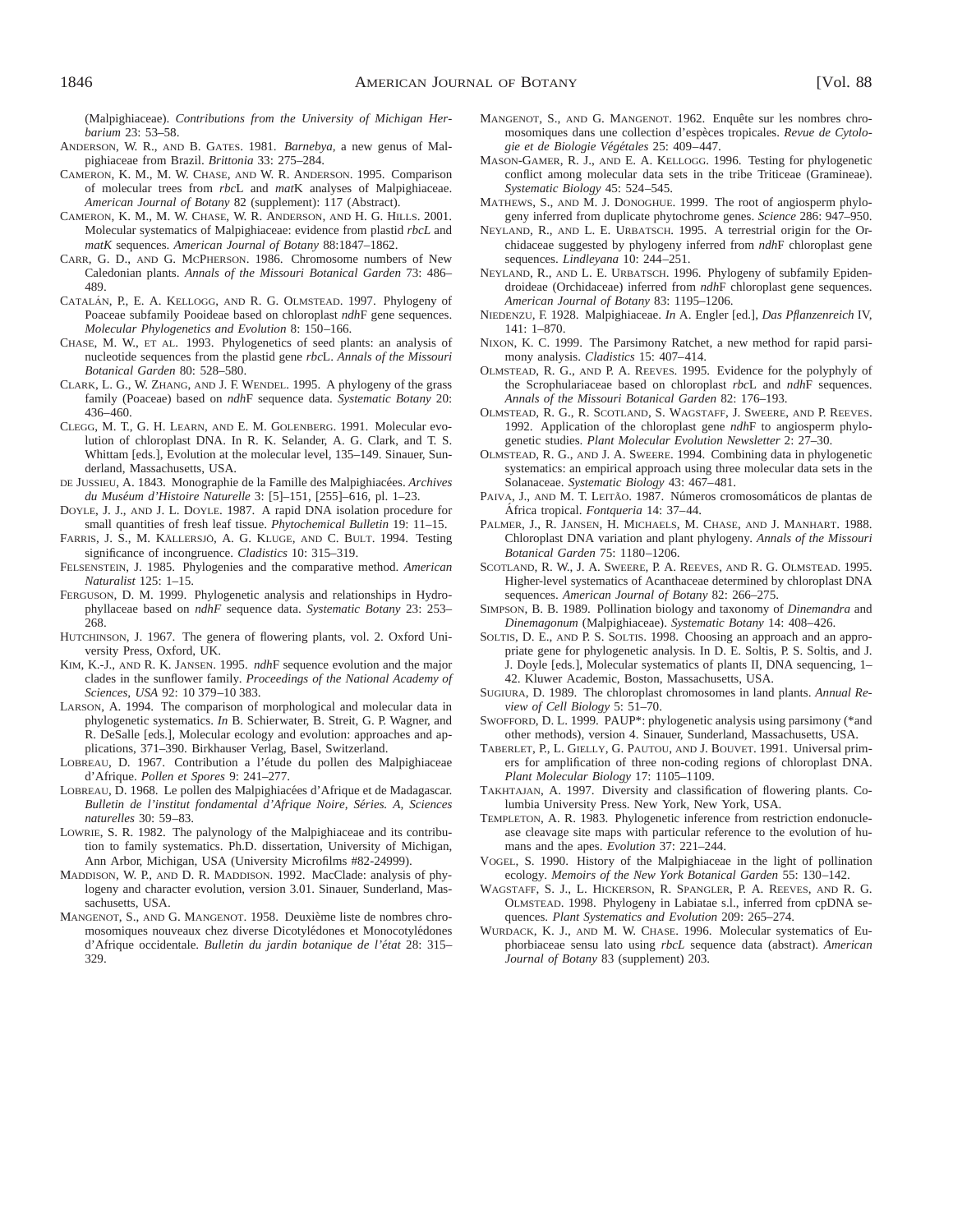(Malpighiaceae). *Contributions from the University of Michigan Herbarium* 23: 53–58.

Anderson, W. R., and B. Gates. 1981. *Barnebya*, a new genus of Malpighiaceae from Brazil. *Brittonia* 33: 275–284.

Cameron, K. M., M. W. Chase, and W. R. Anderson. 1995. Comparison of molecular trees from *rbc*L and *mat*K analyses of Malpighiaceae. *American Journal of Botany* 82 (supplement): 117 (Abstract).

Cameron, K. M., M. W. Chase, W. R. Anderson, and H. G. Hills. 2001. Molecular systematics of Malpighiaceae: evidence from plastid *rbcL* and *matK* sequences. *American Journal of Botany* 88:1847–1862.

Carr, G. D., and G. McPherson. 1986. Chromosome numbers of New Caledonian plants. *Annals of the Missouri Botanical Garden* 73: 486–489.

Catalán, P., E. A. Kellogg, and R. G. Olmstead. 1997. Phylogeny of Poaceae subfamily Pooideae based on chloroplast *ndh*F gene sequences. *Molecular Phylogenetics and Evolution* 8: 150–166.

Chase, M. W., et al. 1993. Phylogenetics of seed plants: an analysis of nucleotide sequences from the plastid gene *rbc*L. *Annals of the Missouri Botanical Garden* 80: 528–580.

Clark, L. G., W. Zhang, and J. F. Wendel. 1995. A phylogeny of the grass family (Poaceae) based on *ndh*F sequence data. *Systematic Botany* 20: 436–460.

Clegg, M. T., G. H. Learn, and E. M. Golenberg. 1991. Molecular evolution of chloroplast DNA. In R. K. Selander, A. G. Clark, and T. S. Whittam [eds.], Evolution at the molecular level, 135–149. Sinauer, Sunderland, Massachusetts, USA.

de Jussieu, A. 1843. Monographie de la Famille des Malpighiacées. *Archives du Muséum d'Histoire Naturelle* 3: [5]–151, [255]–616, pl. 1–23.

Doyle, J. J., and J. L. Doyle. 1987. A rapid DNA isolation procedure for small quantities of fresh leaf tissue. *Phytochemical Bulletin* 19: 11–15.

Farris, J. S., M. Källersjö, A. G. Kluge, and C. Bult. 1994. Testing significance of incongruence. *Cladistics* 10: 315–319.

Felsenstein, J. 1985. Phylogenies and the comparative method. *American Naturalist* 125: 1–15.

Ferguson, D. M. 1999. Phylogenetic analysis and relationships in Hydrophyllaceae based on *ndhF* sequence data. *Systematic Botany* 23: 253–268.

Hutchinson, J. 1967. The genera of flowering plants, vol. 2. Oxford University Press, Oxford, UK.

Kim, K.-J., and R. K. Jansen. 1995. *ndh*F sequence evolution and the major clades in the sunflower family. *Proceedings of the National Academy of Sciences, USA* 92: 10 379–10 383.

Larson, A. 1994. The comparison of morphological and molecular data in phylogenetic systematics. *In* B. Schierwater, B. Streit, G. P. Wagner, and R. DeSalle [eds.], Molecular ecology and evolution: approaches and applications, 371–390. Birkhauser Verlag, Basel, Switzerland.

Lobreau, D. 1967. Contribution a l'étude du pollen des Malpighiaceae d'Afrique. *Pollen et Spores* 9: 241–277.

Lobreau, D. 1968. Le pollen des Malpighiacées d'Afrique et de Madagascar. *Bulletin de l'institut fondamental d'Afrique Noire, Séries. A, Sciences naturelles* 30: 59–83.

Lowrie, S. R. 1982. The palynology of the Malpighiaceae and its contribution to family systematics. Ph.D. dissertation, University of Michigan, Ann Arbor, Michigan, USA (University Microfilms #82-24999).

Maddison, W. P., and D. R. Maddison. 1992. MacClade: analysis of phylogeny and character evolution, version 3.01. Sinauer, Sunderland, Massachusetts, USA.

Mangenot, S., and G. Mangenot. 1958. Deuxième liste de nombres chromosomiques nouveaux chez diverse Dicotylédones et Monocotylédones d'Afrique occidentale. *Bulletin du jardin botanique de l'état* 28: 315–329.

Mangenot, S., and G. Mangenot. 1962. Enquête sur les nombres chromosomiques dans une collection d'espèces tropicales. *Revue de Cytologie et de Biologie Végétales* 25: 409–447.

Mason-Gamer, R. J., and E. A. Kellogg. 1996. Testing for phylogenetic conflict among molecular data sets in the tribe Triticeae (Gramineae). *Systematic Biology* 45: 524–545.

Mathews, S., and M. J. Donoghue. 1999. The root of angiosperm phylogeny inferred from duplicate phytochrome genes. *Science* 286: 947–950.

Neyland, R., and L. E. Urbatsch. 1995. A terrestrial origin for the Orchidaceae suggested by phylogeny inferred from *ndh*F chloroplast gene sequences. *Lindleyana* 10: 244–251.

Neyland, R., and L. E. Urbatsch. 1996. Phylogeny of subfamily Epidendroideae (Orchidaceae) inferred from *ndh*F chloroplast gene sequences. *American Journal of Botany* 83: 1195–1206.

Niedenzu, F. 1928. Malpighiaceae. *In* A. Engler [ed.], *Das Pflanzenreich* IV, 141: 1–870.

Nixon, K. C. 1999. The Parsimony Ratchet, a new method for rapid parsimony analysis. *Cladistics* 15: 407–414.

Olmstead, R. G., and P. A. Reeves. 1995. Evidence for the polyphyly of the Scrophulariaceae based on chloroplast *rbc*L and *ndh*F sequences. *Annals of the Missouri Botanical Garden* 82: 176–193.

Olmstead, R. G., R. Scotland, S. Wagstaff, J. Sweere, and P. Reeves. 1992. Application of the chloroplast gene *ndh*F to angiosperm phylogenetic studies. *Plant Molecular Evolution Newsletter* 2: 27–30.

Olmstead, R. G., and J. A. Sweere. 1994. Combining data in phylogenetic systematics: an empirical approach using three molecular data sets in the Solanaceae. *Systematic Biology* 43: 467–481.

Paiva, J., and M. T. Leitão. 1987. Números cromosomáticos de plantas de África tropical. *Fontqueria* 14: 37–44.

Palmer, J., R. Jansen, H. Michaels, M. Chase, and J. Manhart. 1988. Chloroplast DNA variation and plant phylogeny. *Annals of the Missouri Botanical Garden* 75: 1180–1206.

Scotland, R. W., J. A. Sweere, P. A. Reeves, and R. G. Olmstead. 1995. Higher-level systematics of Acanthaceae determined by chloroplast DNA sequences. *American Journal of Botany* 82: 266–275.

Simpson, B. B. 1989. Pollination biology and taxonomy of *Dinemandra* and *Dinemagonum* (Malpighiaceae). *Systematic Botany* 14: 408–426.

Soltis, D. E., and P. S. Soltis. 1998. Choosing an approach and an appropriate gene for phylogenetic analysis. In D. E. Soltis, P. S. Soltis, and J. J. Doyle [eds.], Molecular systematics of plants II, DNA sequencing, 1–42. Kluwer Academic, Boston, Massachusetts, USA.

Sugiura, D. 1989. The chloroplast chromosomes in land plants. *Annual Review of Cell Biology* 5: 51–70.

Swofford, D. L. 1999. PAUP*: phylogenetic analysis using parsimony (*and other methods), version 4. Sinauer, Sunderland, Massachusetts, USA.

Taberlet, P., L. Gielly, G. Pautou, and J. Bouvet. 1991. Universal primers for amplification of three non-coding regions of chloroplast DNA. *Plant Molecular Biology* 17: 1105–1109.

Takhtajan, A. 1997. Diversity and classification of flowering plants. Columbia University Press. New York, New York, USA.

Templeton, A. R. 1983. Phylogenetic inference from restriction endonuclease cleavage site maps with particular reference to the evolution of humans and the apes. *Evolution* 37: 221–244.

Vogel, S. 1990. History of the Malpighiaceae in the light of pollination ecology. *Memoirs of the New York Botanical Garden* 55: 130–142.

Wagstaff, S. J., L. Hickerson, R. Spangler, P. A. Reeves, and R. G. Olmstead. 1998. Phylogeny in Labiatae s.l., inferred from cpDNA sequences. *Plant Systematics and Evolution* 209: 265–274.

Wurdack, K. J., and M. W. Chase. 1996. Molecular systematics of Euphorbiaceae sensu lato using *rbcL* sequence data (abstract). *American Journal of Botany* 83 (supplement) 203.